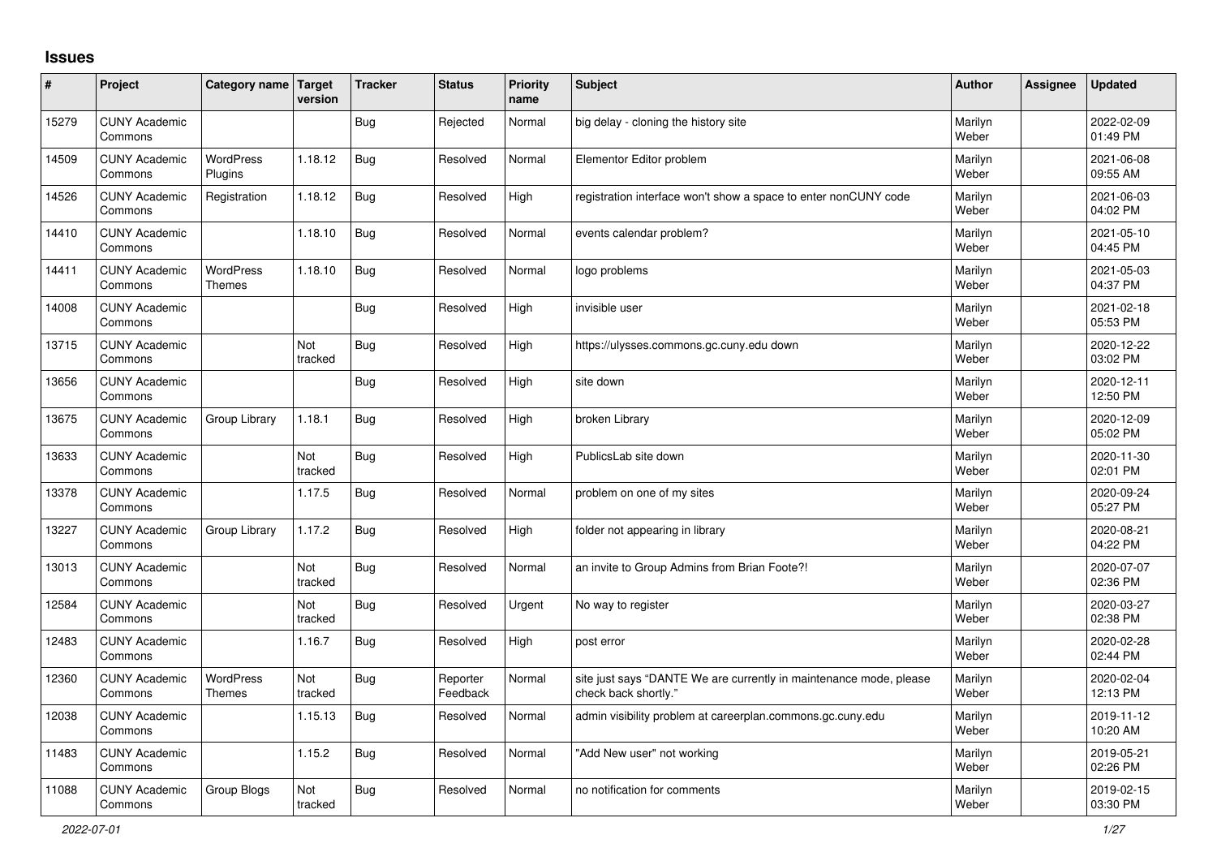# Issues

| # | Project | Category name | Target version | Tracker | Status | Priority name | Subject | Author | Assignee | Updated |
|---|---|---|---|---|---|---|---|---|---|---|
| 15279 | CUNY Academic Commons | | | Bug | Rejected | Normal | big delay - cloning the history site | Marilyn Weber | | 2022-02-09 01:49 PM |
| 14509 | CUNY Academic Commons | WordPress Plugins | 1.18.12 | Bug | Resolved | Normal | Elementor Editor problem | Marilyn Weber | | 2021-06-08 09:55 AM |
| 14526 | CUNY Academic Commons | Registration | 1.18.12 | Bug | Resolved | High | registration interface won't show a space to enter nonCUNY code | Marilyn Weber | | 2021-06-03 04:02 PM |
| 14410 | CUNY Academic Commons | | 1.18.10 | Bug | Resolved | Normal | events calendar problem? | Marilyn Weber | | 2021-05-10 04:45 PM |
| 14411 | CUNY Academic Commons | WordPress Themes | 1.18.10 | Bug | Resolved | Normal | logo problems | Marilyn Weber | | 2021-05-03 04:37 PM |
| 14008 | CUNY Academic Commons | | | Bug | Resolved | High | invisible user | Marilyn Weber | | 2021-02-18 05:53 PM |
| 13715 | CUNY Academic Commons | | Not tracked | Bug | Resolved | High | https://ulysses.commons.gc.cuny.edu down | Marilyn Weber | | 2020-12-22 03:02 PM |
| 13656 | CUNY Academic Commons | | | Bug | Resolved | High | site down | Marilyn Weber | | 2020-12-11 12:50 PM |
| 13675 | CUNY Academic Commons | Group Library | 1.18.1 | Bug | Resolved | High | broken Library | Marilyn Weber | | 2020-12-09 05:02 PM |
| 13633 | CUNY Academic Commons | | Not tracked | Bug | Resolved | High | PublicsLab site down | Marilyn Weber | | 2020-11-30 02:01 PM |
| 13378 | CUNY Academic Commons | | 1.17.5 | Bug | Resolved | Normal | problem on one of my sites | Marilyn Weber | | 2020-09-24 05:27 PM |
| 13227 | CUNY Academic Commons | Group Library | 1.17.2 | Bug | Resolved | High | folder not appearing in library | Marilyn Weber | | 2020-08-21 04:22 PM |
| 13013 | CUNY Academic Commons | | Not tracked | Bug | Resolved | Normal | an invite to Group Admins from Brian Foote?! | Marilyn Weber | | 2020-07-07 02:36 PM |
| 12584 | CUNY Academic Commons | | Not tracked | Bug | Resolved | Urgent | No way to register | Marilyn Weber | | 2020-03-27 02:38 PM |
| 12483 | CUNY Academic Commons | | 1.16.7 | Bug | Resolved | High | post error | Marilyn Weber | | 2020-02-28 02:44 PM |
| 12360 | CUNY Academic Commons | WordPress Themes | Not tracked | Bug | Reporter Feedback | Normal | site just says "DANTE We are currently in maintenance mode, please check back shortly." | Marilyn Weber | | 2020-02-04 12:13 PM |
| 12038 | CUNY Academic Commons | | 1.15.13 | Bug | Resolved | Normal | admin visibility problem at careerplan.commons.gc.cuny.edu | Marilyn Weber | | 2019-11-12 10:20 AM |
| 11483 | CUNY Academic Commons | | 1.15.2 | Bug | Resolved | Normal | "Add New user" not working | Marilyn Weber | | 2019-05-21 02:26 PM |
| 11088 | CUNY Academic Commons | Group Blogs | Not tracked | Bug | Resolved | Normal | no notification for comments | Marilyn Weber | | 2019-02-15 03:30 PM |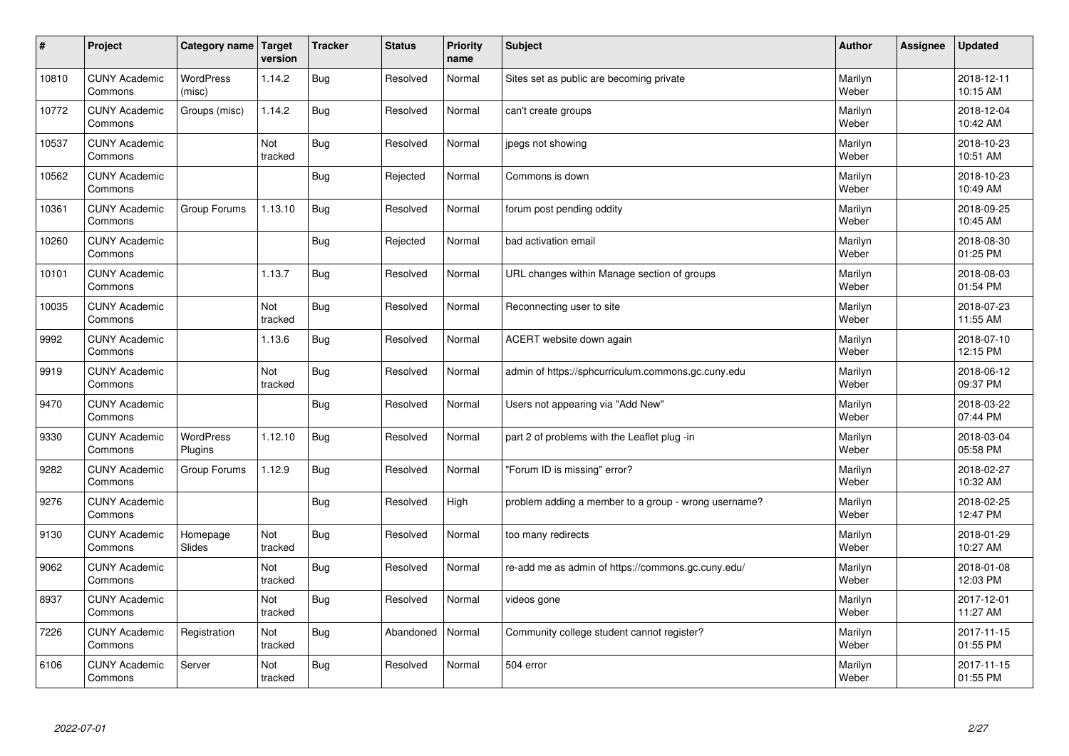| # | Project | Category name | Target version | Tracker | Status | Priority name | Subject | Author | Assignee | Updated |
|---|---|---|---|---|---|---|---|---|---|---|
| 10810 | CUNY Academic Commons | WordPress (misc) | 1.14.2 | Bug | Resolved | Normal | Sites set as public are becoming private | Marilyn Weber | | 2018-12-11 10:15 AM |
| 10772 | CUNY Academic Commons | Groups (misc) | 1.14.2 | Bug | Resolved | Normal | can't create groups | Marilyn Weber | | 2018-12-04 10:42 AM |
| 10537 | CUNY Academic Commons | | Not tracked | Bug | Resolved | Normal | jpegs not showing | Marilyn Weber | | 2018-10-23 10:51 AM |
| 10562 | CUNY Academic Commons | | | Bug | Rejected | Normal | Commons is down | Marilyn Weber | | 2018-10-23 10:49 AM |
| 10361 | CUNY Academic Commons | Group Forums | 1.13.10 | Bug | Resolved | Normal | forum post pending oddity | Marilyn Weber | | 2018-09-25 10:45 AM |
| 10260 | CUNY Academic Commons | | | Bug | Rejected | Normal | bad activation email | Marilyn Weber | | 2018-08-30 01:25 PM |
| 10101 | CUNY Academic Commons | | 1.13.7 | Bug | Resolved | Normal | URL changes within Manage section of groups | Marilyn Weber | | 2018-08-03 01:54 PM |
| 10035 | CUNY Academic Commons | | Not tracked | Bug | Resolved | Normal | Reconnecting user to site | Marilyn Weber | | 2018-07-23 11:55 AM |
| 9992 | CUNY Academic Commons | | 1.13.6 | Bug | Resolved | Normal | ACERT website down again | Marilyn Weber | | 2018-07-10 12:15 PM |
| 9919 | CUNY Academic Commons | | Not tracked | Bug | Resolved | Normal | admin of https://sphcurriculum.commons.gc.cuny.edu | Marilyn Weber | | 2018-06-12 09:37 PM |
| 9470 | CUNY Academic Commons | | | Bug | Resolved | Normal | Users not appearing via "Add New" | Marilyn Weber | | 2018-03-22 07:44 PM |
| 9330 | CUNY Academic Commons | WordPress Plugins | 1.12.10 | Bug | Resolved | Normal | part 2 of problems with the Leaflet plug -in | Marilyn Weber | | 2018-03-04 05:58 PM |
| 9282 | CUNY Academic Commons | Group Forums | 1.12.9 | Bug | Resolved | Normal | "Forum ID is missing" error? | Marilyn Weber | | 2018-02-27 10:32 AM |
| 9276 | CUNY Academic Commons | | | Bug | Resolved | High | problem adding a member to a group - wrong username? | Marilyn Weber | | 2018-02-25 12:47 PM |
| 9130 | CUNY Academic Commons | Homepage Slides | Not tracked | Bug | Resolved | Normal | too many redirects | Marilyn Weber | | 2018-01-29 10:27 AM |
| 9062 | CUNY Academic Commons | | Not tracked | Bug | Resolved | Normal | re-add me as admin of https://commons.gc.cuny.edu/ | Marilyn Weber | | 2018-01-08 12:03 PM |
| 8937 | CUNY Academic Commons | | Not tracked | Bug | Resolved | Normal | videos gone | Marilyn Weber | | 2017-12-01 11:27 AM |
| 7226 | CUNY Academic Commons | Registration | Not tracked | Bug | Abandoned | Normal | Community college student cannot register? | Marilyn Weber | | 2017-11-15 01:55 PM |
| 6106 | CUNY Academic Commons | Server | Not tracked | Bug | Resolved | Normal | 504 error | Marilyn Weber | | 2017-11-15 01:55 PM |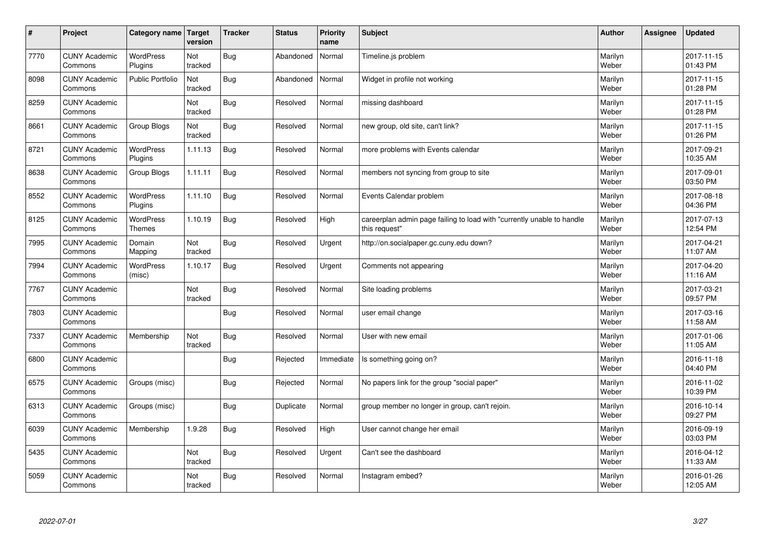| # | Project | Category name | Target version | Tracker | Status | Priority name | Subject | Author | Assignee | Updated |
|---|---|---|---|---|---|---|---|---|---|---|
| 7770 | CUNY Academic Commons | WordPress Plugins | Not tracked | Bug | Abandoned | Normal | Timeline.js problem | Marilyn Weber | | 2017-11-15 01:43 PM |
| 8098 | CUNY Academic Commons | Public Portfolio | Not tracked | Bug | Abandoned | Normal | Widget in profile not working | Marilyn Weber | | 2017-11-15 01:28 PM |
| 8259 | CUNY Academic Commons | | Not tracked | Bug | Resolved | Normal | missing dashboard | Marilyn Weber | | 2017-11-15 01:28 PM |
| 8661 | CUNY Academic Commons | Group Blogs | Not tracked | Bug | Resolved | Normal | new group, old site, can't link? | Marilyn Weber | | 2017-11-15 01:26 PM |
| 8721 | CUNY Academic Commons | WordPress Plugins | 1.11.13 | Bug | Resolved | Normal | more problems with Events calendar | Marilyn Weber | | 2017-09-21 10:35 AM |
| 8638 | CUNY Academic Commons | Group Blogs | 1.11.11 | Bug | Resolved | Normal | members not syncing from group to site | Marilyn Weber | | 2017-09-01 03:50 PM |
| 8552 | CUNY Academic Commons | WordPress Plugins | 1.11.10 | Bug | Resolved | Normal | Events Calendar problem | Marilyn Weber | | 2017-08-18 04:36 PM |
| 8125 | CUNY Academic Commons | WordPress Themes | 1.10.19 | Bug | Resolved | High | careerplan admin page failing to load with "currently unable to handle this request" | Marilyn Weber | | 2017-07-13 12:54 PM |
| 7995 | CUNY Academic Commons | Domain Mapping | Not tracked | Bug | Resolved | Urgent | http://on.socialpaper.gc.cuny.edu down? | Marilyn Weber | | 2017-04-21 11:07 AM |
| 7994 | CUNY Academic Commons | WordPress (misc) | 1.10.17 | Bug | Resolved | Urgent | Comments not appearing | Marilyn Weber | | 2017-04-20 11:16 AM |
| 7767 | CUNY Academic Commons | | Not tracked | Bug | Resolved | Normal | Site loading problems | Marilyn Weber | | 2017-03-21 09:57 PM |
| 7803 | CUNY Academic Commons | | | Bug | Resolved | Normal | user email change | Marilyn Weber | | 2017-03-16 11:58 AM |
| 7337 | CUNY Academic Commons | Membership | Not tracked | Bug | Resolved | Normal | User with new email | Marilyn Weber | | 2017-01-06 11:05 AM |
| 6800 | CUNY Academic Commons | | | Bug | Rejected | Immediate | Is something going on? | Marilyn Weber | | 2016-11-18 04:40 PM |
| 6575 | CUNY Academic Commons | Groups (misc) | | Bug | Rejected | Normal | No papers link for the group "social paper" | Marilyn Weber | | 2016-11-02 10:39 PM |
| 6313 | CUNY Academic Commons | Groups (misc) | | Bug | Duplicate | Normal | group member no longer in group, can't rejoin. | Marilyn Weber | | 2016-10-14 09:27 PM |
| 6039 | CUNY Academic Commons | Membership | 1.9.28 | Bug | Resolved | High | User cannot change her email | Marilyn Weber | | 2016-09-19 03:03 PM |
| 5435 | CUNY Academic Commons | | Not tracked | Bug | Resolved | Urgent | Can't see the dashboard | Marilyn Weber | | 2016-04-12 11:33 AM |
| 5059 | CUNY Academic Commons | | Not tracked | Bug | Resolved | Normal | Instagram embed? | Marilyn Weber | | 2016-01-26 12:05 AM |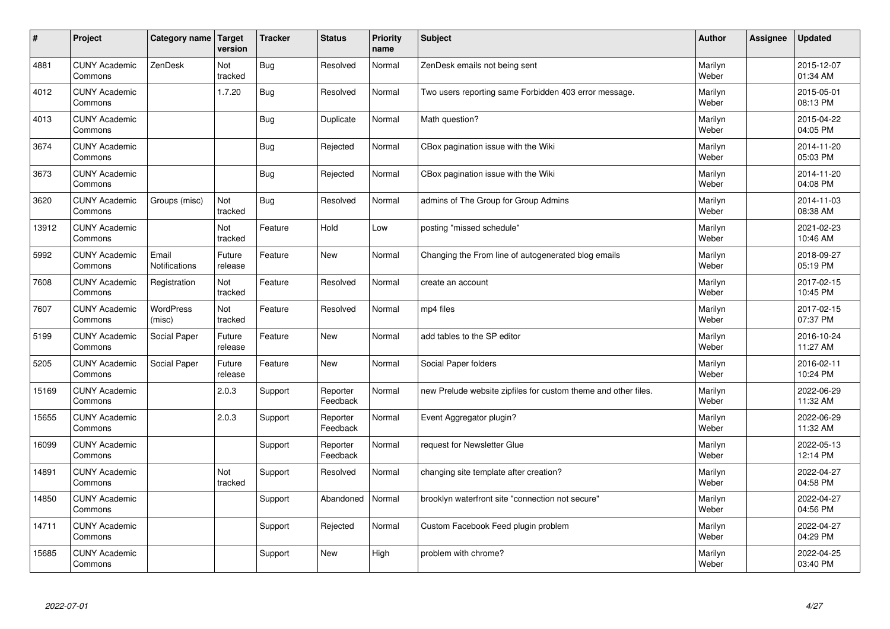| # | Project | Category name | Target version | Tracker | Status | Priority name | Subject | Author | Assignee | Updated |
|---|---|---|---|---|---|---|---|---|---|---|
| 4881 | CUNY Academic Commons | ZenDesk | Not tracked | Bug | Resolved | Normal | ZenDesk emails not being sent | Marilyn Weber | | 2015-12-07 01:34 AM |
| 4012 | CUNY Academic Commons | | 1.7.20 | Bug | Resolved | Normal | Two users reporting same Forbidden 403 error message. | Marilyn Weber | | 2015-05-01 08:13 PM |
| 4013 | CUNY Academic Commons | | | Bug | Duplicate | Normal | Math question? | Marilyn Weber | | 2015-04-22 04:05 PM |
| 3674 | CUNY Academic Commons | | | Bug | Rejected | Normal | CBox pagination issue with the Wiki | Marilyn Weber | | 2014-11-20 05:03 PM |
| 3673 | CUNY Academic Commons | | | Bug | Rejected | Normal | CBox pagination issue with the Wiki | Marilyn Weber | | 2014-11-20 04:08 PM |
| 3620 | CUNY Academic Commons | Groups (misc) | Not tracked | Bug | Resolved | Normal | admins of The Group for Group Admins | Marilyn Weber | | 2014-11-03 08:38 AM |
| 13912 | CUNY Academic Commons | | Not tracked | Feature | Hold | Low | posting "missed schedule" | Marilyn Weber | | 2021-02-23 10:46 AM |
| 5992 | CUNY Academic Commons | Email Notifications | Future release | Feature | New | Normal | Changing the From line of autogenerated blog emails | Marilyn Weber | | 2018-09-27 05:19 PM |
| 7608 | CUNY Academic Commons | Registration | Not tracked | Feature | Resolved | Normal | create an account | Marilyn Weber | | 2017-02-15 10:45 PM |
| 7607 | CUNY Academic Commons | WordPress (misc) | Not tracked | Feature | Resolved | Normal | mp4 files | Marilyn Weber | | 2017-02-15 07:37 PM |
| 5199 | CUNY Academic Commons | Social Paper | Future release | Feature | New | Normal | add tables to the SP editor | Marilyn Weber | | 2016-10-24 11:27 AM |
| 5205 | CUNY Academic Commons | Social Paper | Future release | Feature | New | Normal | Social Paper folders | Marilyn Weber | | 2016-02-11 10:24 PM |
| 15169 | CUNY Academic Commons | | 2.0.3 | Support | Reporter Feedback | Normal | new Prelude website zipfiles for custom theme and other files. | Marilyn Weber | | 2022-06-29 11:32 AM |
| 15655 | CUNY Academic Commons | | 2.0.3 | Support | Reporter Feedback | Normal | Event Aggregator plugin? | Marilyn Weber | | 2022-06-29 11:32 AM |
| 16099 | CUNY Academic Commons | | | Support | Reporter Feedback | Normal | request for Newsletter Glue | Marilyn Weber | | 2022-05-13 12:14 PM |
| 14891 | CUNY Academic Commons | | Not tracked | Support | Resolved | Normal | changing site template after creation? | Marilyn Weber | | 2022-04-27 04:58 PM |
| 14850 | CUNY Academic Commons | | | Support | Abandoned | Normal | brooklyn waterfront site "connection not secure" | Marilyn Weber | | 2022-04-27 04:56 PM |
| 14711 | CUNY Academic Commons | | | Support | Rejected | Normal | Custom Facebook Feed plugin problem | Marilyn Weber | | 2022-04-27 04:29 PM |
| 15685 | CUNY Academic Commons | | | Support | New | High | problem with chrome? | Marilyn Weber | | 2022-04-25 03:40 PM |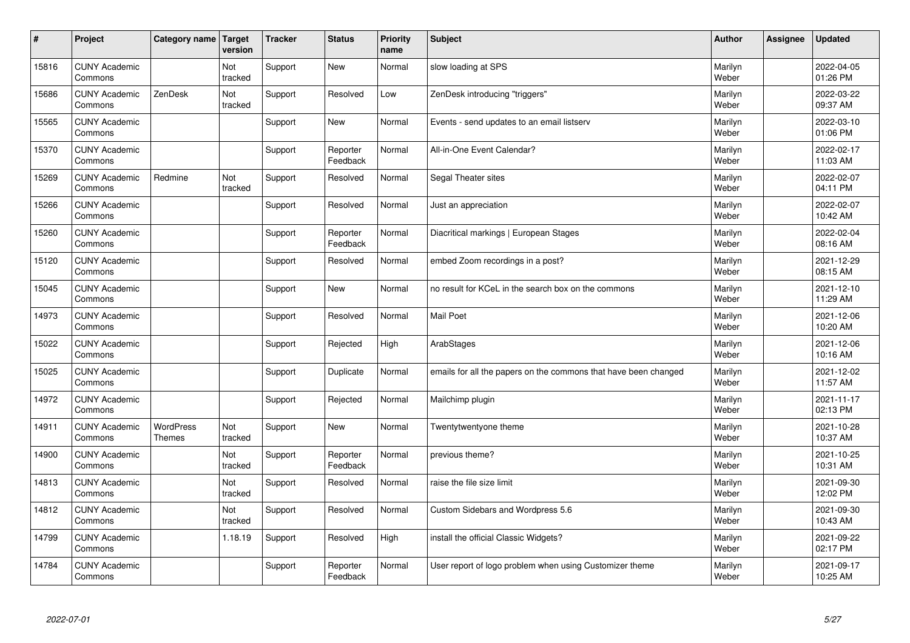| # | Project | Category name | Target version | Tracker | Status | Priority name | Subject | Author | Assignee | Updated |
|---|---|---|---|---|---|---|---|---|---|---|
| 15816 | CUNY Academic Commons | | Not tracked | Support | New | Normal | slow loading at SPS | Marilyn Weber | | 2022-04-05 01:26 PM |
| 15686 | CUNY Academic Commons | ZenDesk | Not tracked | Support | Resolved | Low | ZenDesk introducing "triggers" | Marilyn Weber | | 2022-03-22 09:37 AM |
| 15565 | CUNY Academic Commons | | | Support | New | Normal | Events - send updates to an email listserv | Marilyn Weber | | 2022-03-10 01:06 PM |
| 15370 | CUNY Academic Commons | | | Support | Reporter Feedback | Normal | All-in-One Event Calendar? | Marilyn Weber | | 2022-02-17 11:03 AM |
| 15269 | CUNY Academic Commons | Redmine | Not tracked | Support | Resolved | Normal | Segal Theater sites | Marilyn Weber | | 2022-02-07 04:11 PM |
| 15266 | CUNY Academic Commons | | | Support | Resolved | Normal | Just an appreciation | Marilyn Weber | | 2022-02-07 10:42 AM |
| 15260 | CUNY Academic Commons | | | Support | Reporter Feedback | Normal | Diacritical markings \| European Stages | Marilyn Weber | | 2022-02-04 08:16 AM |
| 15120 | CUNY Academic Commons | | | Support | Resolved | Normal | embed Zoom recordings in a post? | Marilyn Weber | | 2021-12-29 08:15 AM |
| 15045 | CUNY Academic Commons | | | Support | New | Normal | no result for KCeL in the search box on the commons | Marilyn Weber | | 2021-12-10 11:29 AM |
| 14973 | CUNY Academic Commons | | | Support | Resolved | Normal | Mail Poet | Marilyn Weber | | 2021-12-06 10:20 AM |
| 15022 | CUNY Academic Commons | | | Support | Rejected | High | ArabStages | Marilyn Weber | | 2021-12-06 10:16 AM |
| 15025 | CUNY Academic Commons | | | Support | Duplicate | Normal | emails for all the papers on the commons that have been changed | Marilyn Weber | | 2021-12-02 11:57 AM |
| 14972 | CUNY Academic Commons | | | Support | Rejected | Normal | Mailchimp plugin | Marilyn Weber | | 2021-11-17 02:13 PM |
| 14911 | CUNY Academic Commons | WordPress Themes | Not tracked | Support | New | Normal | Twentytwentyone theme | Marilyn Weber | | 2021-10-28 10:37 AM |
| 14900 | CUNY Academic Commons | | Not tracked | Support | Reporter Feedback | Normal | previous theme? | Marilyn Weber | | 2021-10-25 10:31 AM |
| 14813 | CUNY Academic Commons | | Not tracked | Support | Resolved | Normal | raise the file size limit | Marilyn Weber | | 2021-09-30 12:02 PM |
| 14812 | CUNY Academic Commons | | Not tracked | Support | Resolved | Normal | Custom Sidebars and Wordpress 5.6 | Marilyn Weber | | 2021-09-30 10:43 AM |
| 14799 | CUNY Academic Commons | | 1.18.19 | Support | Resolved | High | install the official Classic Widgets? | Marilyn Weber | | 2021-09-22 02:17 PM |
| 14784 | CUNY Academic Commons | | | Support | Reporter Feedback | Normal | User report of logo problem when using Customizer theme | Marilyn Weber | | 2021-09-17 10:25 AM |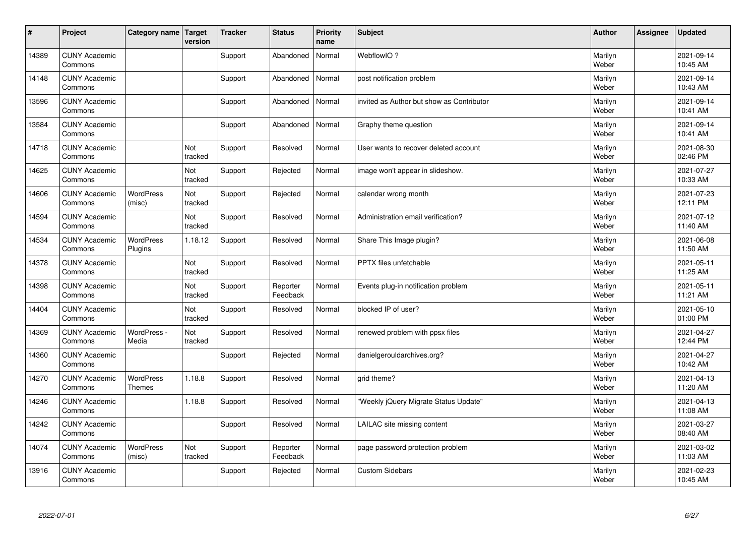| # | Project | Category name | Target version | Tracker | Status | Priority name | Subject | Author | Assignee | Updated |
|---|---|---|---|---|---|---|---|---|---|---|
| 14389 | CUNY Academic Commons | | | Support | Abandoned | Normal | WebflowIO ? | Marilyn Weber | | 2021-09-14 10:45 AM |
| 14148 | CUNY Academic Commons | | | Support | Abandoned | Normal | post notification problem | Marilyn Weber | | 2021-09-14 10:43 AM |
| 13596 | CUNY Academic Commons | | | Support | Abandoned | Normal | invited as Author but show as Contributor | Marilyn Weber | | 2021-09-14 10:41 AM |
| 13584 | CUNY Academic Commons | | | Support | Abandoned | Normal | Graphy theme question | Marilyn Weber | | 2021-09-14 10:41 AM |
| 14718 | CUNY Academic Commons | | Not tracked | Support | Resolved | Normal | User wants to recover deleted account | Marilyn Weber | | 2021-08-30 02:46 PM |
| 14625 | CUNY Academic Commons | | Not tracked | Support | Rejected | Normal | image won't appear in slideshow. | Marilyn Weber | | 2021-07-27 10:33 AM |
| 14606 | CUNY Academic Commons | WordPress (misc) | Not tracked | Support | Rejected | Normal | calendar wrong month | Marilyn Weber | | 2021-07-23 12:11 PM |
| 14594 | CUNY Academic Commons | | Not tracked | Support | Resolved | Normal | Administration email verification? | Marilyn Weber | | 2021-07-12 11:40 AM |
| 14534 | CUNY Academic Commons | WordPress Plugins | 1.18.12 | Support | Resolved | Normal | Share This Image plugin? | Marilyn Weber | | 2021-06-08 11:50 AM |
| 14378 | CUNY Academic Commons | | Not tracked | Support | Resolved | Normal | PPTX files unfetchable | Marilyn Weber | | 2021-05-11 11:25 AM |
| 14398 | CUNY Academic Commons | | Not tracked | Support | Reporter Feedback | Normal | Events plug-in notification problem | Marilyn Weber | | 2021-05-11 11:21 AM |
| 14404 | CUNY Academic Commons | | Not tracked | Support | Resolved | Normal | blocked IP of user? | Marilyn Weber | | 2021-05-10 01:00 PM |
| 14369 | CUNY Academic Commons | WordPress - Media | Not tracked | Support | Resolved | Normal | renewed problem with ppsx files | Marilyn Weber | | 2021-04-27 12:44 PM |
| 14360 | CUNY Academic Commons | | | Support | Rejected | Normal | danielgerouldarchives.org? | Marilyn Weber | | 2021-04-27 10:42 AM |
| 14270 | CUNY Academic Commons | WordPress Themes | 1.18.8 | Support | Resolved | Normal | grid theme? | Marilyn Weber | | 2021-04-13 11:20 AM |
| 14246 | CUNY Academic Commons | | 1.18.8 | Support | Resolved | Normal | "Weekly jQuery Migrate Status Update" | Marilyn Weber | | 2021-04-13 11:08 AM |
| 14242 | CUNY Academic Commons | | | Support | Resolved | Normal | LAILAC site missing content | Marilyn Weber | | 2021-03-27 08:40 AM |
| 14074 | CUNY Academic Commons | WordPress (misc) | Not tracked | Support | Reporter Feedback | Normal | page password protection problem | Marilyn Weber | | 2021-03-02 11:03 AM |
| 13916 | CUNY Academic Commons | | | Support | Rejected | Normal | Custom Sidebars | Marilyn Weber | | 2021-02-23 10:45 AM |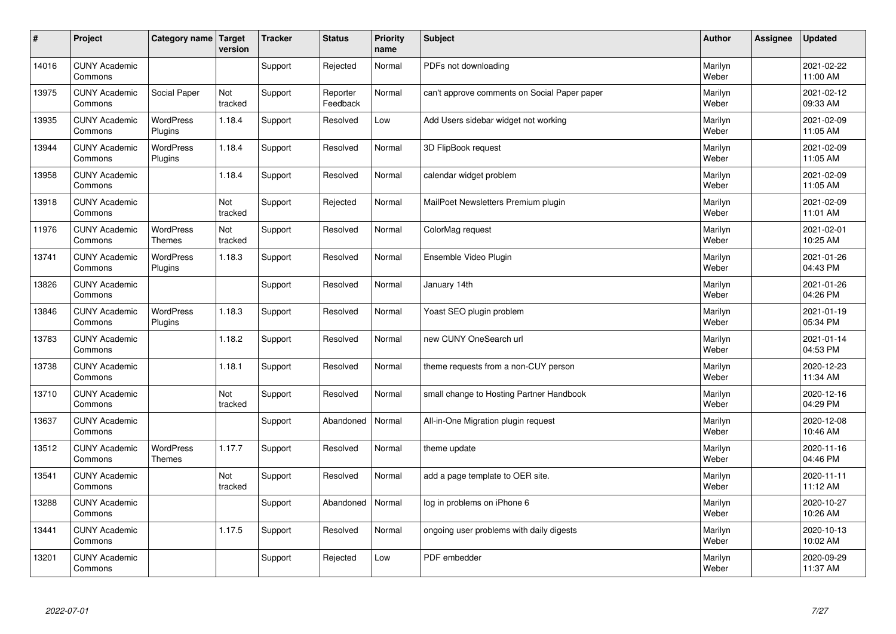| # | Project | Category name | Target version | Tracker | Status | Priority name | Subject | Author | Assignee | Updated |
|---|---|---|---|---|---|---|---|---|---|---|
| 14016 | CUNY Academic Commons | | | Support | Rejected | Normal | PDFs not downloading | Marilyn Weber | | 2021-02-22 11:00 AM |
| 13975 | CUNY Academic Commons | Social Paper | Not tracked | Support | Reporter Feedback | Normal | can't approve comments on Social Paper paper | Marilyn Weber | | 2021-02-12 09:33 AM |
| 13935 | CUNY Academic Commons | WordPress Plugins | 1.18.4 | Support | Resolved | Low | Add Users sidebar widget not working | Marilyn Weber | | 2021-02-09 11:05 AM |
| 13944 | CUNY Academic Commons | WordPress Plugins | 1.18.4 | Support | Resolved | Normal | 3D FlipBook request | Marilyn Weber | | 2021-02-09 11:05 AM |
| 13958 | CUNY Academic Commons | | 1.18.4 | Support | Resolved | Normal | calendar widget problem | Marilyn Weber | | 2021-02-09 11:05 AM |
| 13918 | CUNY Academic Commons | | Not tracked | Support | Rejected | Normal | MailPoet Newsletters Premium plugin | Marilyn Weber | | 2021-02-09 11:01 AM |
| 11976 | CUNY Academic Commons | WordPress Themes | Not tracked | Support | Resolved | Normal | ColorMag request | Marilyn Weber | | 2021-02-01 10:25 AM |
| 13741 | CUNY Academic Commons | WordPress Plugins | 1.18.3 | Support | Resolved | Normal | Ensemble Video Plugin | Marilyn Weber | | 2021-01-26 04:43 PM |
| 13826 | CUNY Academic Commons | | | Support | Resolved | Normal | January 14th | Marilyn Weber | | 2021-01-26 04:26 PM |
| 13846 | CUNY Academic Commons | WordPress Plugins | 1.18.3 | Support | Resolved | Normal | Yoast SEO plugin problem | Marilyn Weber | | 2021-01-19 05:34 PM |
| 13783 | CUNY Academic Commons | | 1.18.2 | Support | Resolved | Normal | new CUNY OneSearch url | Marilyn Weber | | 2021-01-14 04:53 PM |
| 13738 | CUNY Academic Commons | | 1.18.1 | Support | Resolved | Normal | theme requests from a non-CUY person | Marilyn Weber | | 2020-12-23 11:34 AM |
| 13710 | CUNY Academic Commons | | Not tracked | Support | Resolved | Normal | small change to Hosting Partner Handbook | Marilyn Weber | | 2020-12-16 04:29 PM |
| 13637 | CUNY Academic Commons | | | Support | Abandoned | Normal | All-in-One Migration plugin request | Marilyn Weber | | 2020-12-08 10:46 AM |
| 13512 | CUNY Academic Commons | WordPress Themes | 1.17.7 | Support | Resolved | Normal | theme update | Marilyn Weber | | 2020-11-16 04:46 PM |
| 13541 | CUNY Academic Commons | | Not tracked | Support | Resolved | Normal | add a page template to OER site. | Marilyn Weber | | 2020-11-11 11:12 AM |
| 13288 | CUNY Academic Commons | | | Support | Abandoned | Normal | log in problems on iPhone 6 | Marilyn Weber | | 2020-10-27 10:26 AM |
| 13441 | CUNY Academic Commons | | 1.17.5 | Support | Resolved | Normal | ongoing user problems with daily digests | Marilyn Weber | | 2020-10-13 10:02 AM |
| 13201 | CUNY Academic Commons | | | Support | Rejected | Low | PDF embedder | Marilyn Weber | | 2020-09-29 11:37 AM |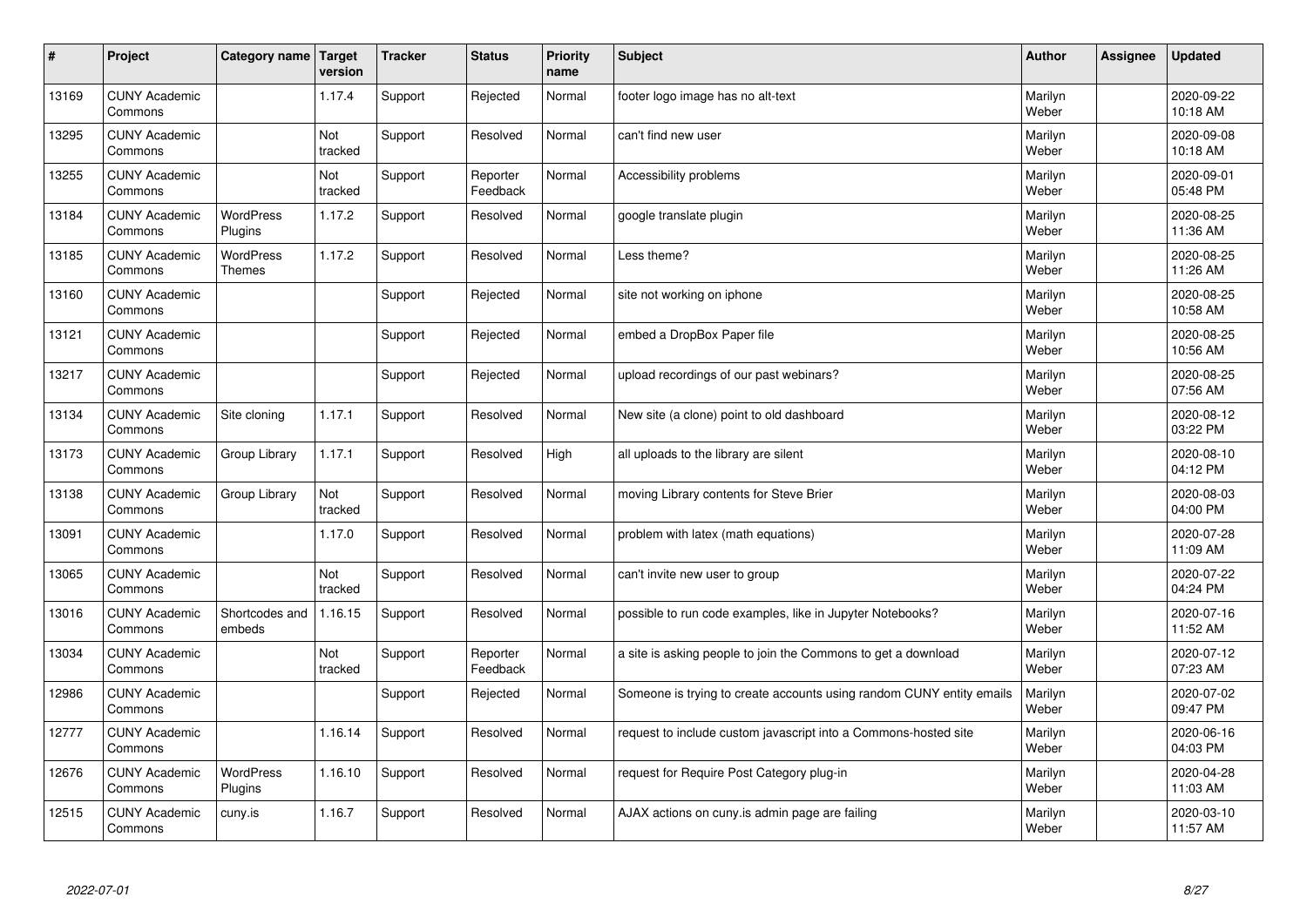| # | Project | Category name | Target version | Tracker | Status | Priority name | Subject | Author | Assignee | Updated |
|---|---|---|---|---|---|---|---|---|---|---|
| 13169 | CUNY Academic Commons | | 1.17.4 | Support | Rejected | Normal | footer logo image has no alt-text | Marilyn Weber | | 2020-09-22 10:18 AM |
| 13295 | CUNY Academic Commons | | Not tracked | Support | Resolved | Normal | can't find new user | Marilyn Weber | | 2020-09-08 10:18 AM |
| 13255 | CUNY Academic Commons | | Not tracked | Support | Reporter Feedback | Normal | Accessibility problems | Marilyn Weber | | 2020-09-01 05:48 PM |
| 13184 | CUNY Academic Commons | WordPress Plugins | 1.17.2 | Support | Resolved | Normal | google translate plugin | Marilyn Weber | | 2020-08-25 11:36 AM |
| 13185 | CUNY Academic Commons | WordPress Themes | 1.17.2 | Support | Resolved | Normal | Less theme? | Marilyn Weber | | 2020-08-25 11:26 AM |
| 13160 | CUNY Academic Commons | | | Support | Rejected | Normal | site not working on iphone | Marilyn Weber | | 2020-08-25 10:58 AM |
| 13121 | CUNY Academic Commons | | | Support | Rejected | Normal | embed a DropBox Paper file | Marilyn Weber | | 2020-08-25 10:56 AM |
| 13217 | CUNY Academic Commons | | | Support | Rejected | Normal | upload recordings of our past webinars? | Marilyn Weber | | 2020-08-25 07:56 AM |
| 13134 | CUNY Academic Commons | Site cloning | 1.17.1 | Support | Resolved | Normal | New site (a clone) point to old dashboard | Marilyn Weber | | 2020-08-12 03:22 PM |
| 13173 | CUNY Academic Commons | Group Library | 1.17.1 | Support | Resolved | High | all uploads to the library are silent | Marilyn Weber | | 2020-08-10 04:12 PM |
| 13138 | CUNY Academic Commons | Group Library | Not tracked | Support | Resolved | Normal | moving Library contents for Steve Brier | Marilyn Weber | | 2020-08-03 04:00 PM |
| 13091 | CUNY Academic Commons | | 1.17.0 | Support | Resolved | Normal | problem with latex (math equations) | Marilyn Weber | | 2020-07-28 11:09 AM |
| 13065 | CUNY Academic Commons | | Not tracked | Support | Resolved | Normal | can't invite new user to group | Marilyn Weber | | 2020-07-22 04:24 PM |
| 13016 | CUNY Academic Commons | Shortcodes and embeds | 1.16.15 | Support | Resolved | Normal | possible to run code examples, like in Jupyter Notebooks? | Marilyn Weber | | 2020-07-16 11:52 AM |
| 13034 | CUNY Academic Commons | | Not tracked | Support | Reporter Feedback | Normal | a site is asking people to join the Commons to get a download | Marilyn Weber | | 2020-07-12 07:23 AM |
| 12986 | CUNY Academic Commons | | | Support | Rejected | Normal | Someone is trying to create accounts using random CUNY entity emails | Marilyn Weber | | 2020-07-02 09:47 PM |
| 12777 | CUNY Academic Commons | | 1.16.14 | Support | Resolved | Normal | request to include custom javascript into a Commons-hosted site | Marilyn Weber | | 2020-06-16 04:03 PM |
| 12676 | CUNY Academic Commons | WordPress Plugins | 1.16.10 | Support | Resolved | Normal | request for Require Post Category plug-in | Marilyn Weber | | 2020-04-28 11:03 AM |
| 12515 | CUNY Academic Commons | cuny.is | 1.16.7 | Support | Resolved | Normal | AJAX actions on cuny.is admin page are failing | Marilyn Weber | | 2020-03-10 11:57 AM |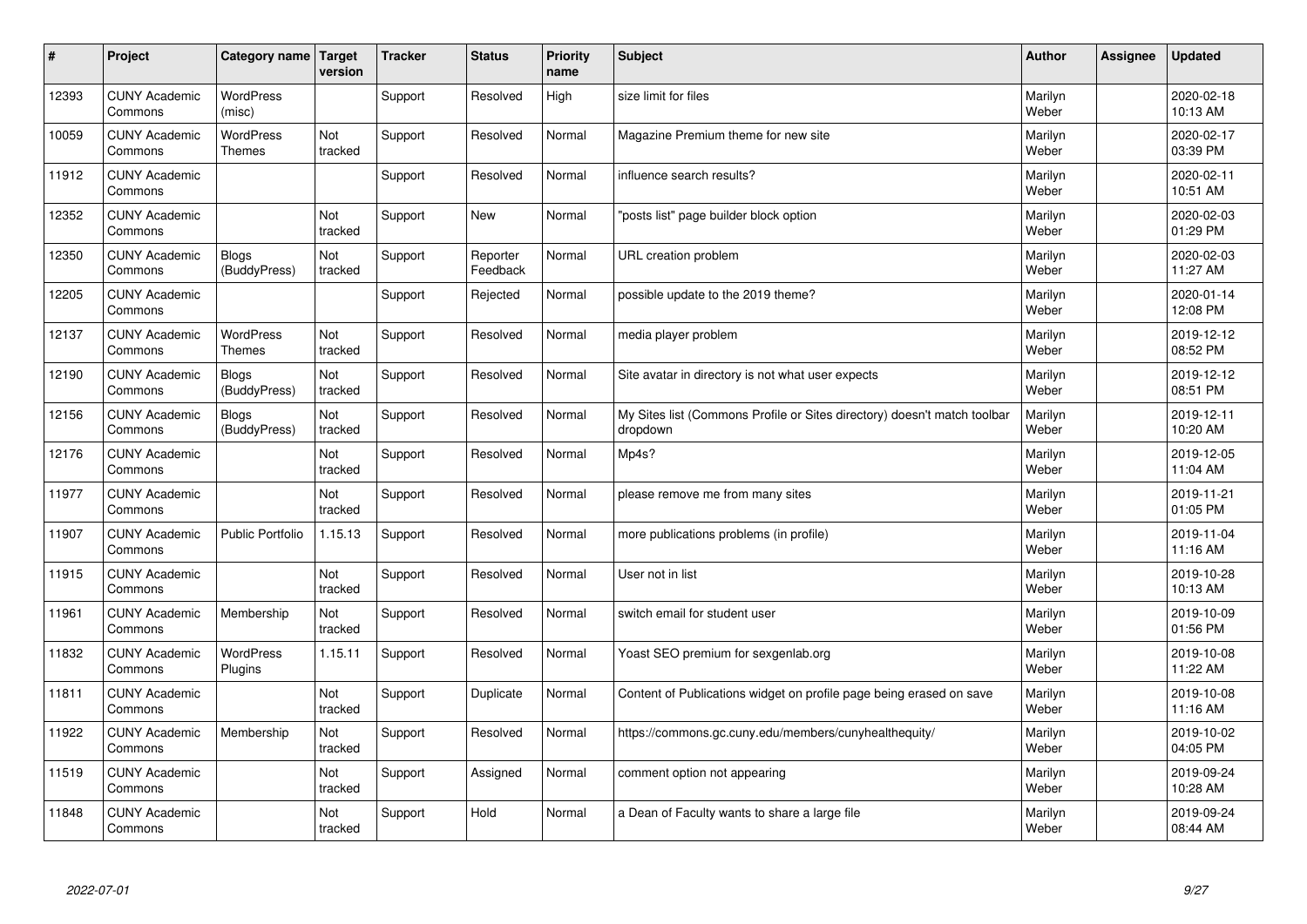| # | Project | Category name | Target version | Tracker | Status | Priority name | Subject | Author | Assignee | Updated |
|---|---|---|---|---|---|---|---|---|---|---|
| 12393 | CUNY Academic Commons | WordPress (misc) | | Support | Resolved | High | size limit for files | Marilyn Weber | | 2020-02-18 10:13 AM |
| 10059 | CUNY Academic Commons | WordPress Themes | Not tracked | Support | Resolved | Normal | Magazine Premium theme for new site | Marilyn Weber | | 2020-02-17 03:39 PM |
| 11912 | CUNY Academic Commons | | | Support | Resolved | Normal | influence search results? | Marilyn Weber | | 2020-02-11 10:51 AM |
| 12352 | CUNY Academic Commons | | Not tracked | Support | New | Normal | "posts list" page builder block option | Marilyn Weber | | 2020-02-03 01:29 PM |
| 12350 | CUNY Academic Commons | Blogs (BuddyPress) | Not tracked | Support | Reporter Feedback | Normal | URL creation problem | Marilyn Weber | | 2020-02-03 11:27 AM |
| 12205 | CUNY Academic Commons | | | Support | Rejected | Normal | possible update to the 2019 theme? | Marilyn Weber | | 2020-01-14 12:08 PM |
| 12137 | CUNY Academic Commons | WordPress Themes | Not tracked | Support | Resolved | Normal | media player problem | Marilyn Weber | | 2019-12-12 08:52 PM |
| 12190 | CUNY Academic Commons | Blogs (BuddyPress) | Not tracked | Support | Resolved | Normal | Site avatar in directory is not what user expects | Marilyn Weber | | 2019-12-12 08:51 PM |
| 12156 | CUNY Academic Commons | Blogs (BuddyPress) | Not tracked | Support | Resolved | Normal | My Sites list (Commons Profile or Sites directory) doesn't match toolbar dropdown | Marilyn Weber | | 2019-12-11 10:20 AM |
| 12176 | CUNY Academic Commons | | Not tracked | Support | Resolved | Normal | Mp4s? | Marilyn Weber | | 2019-12-05 11:04 AM |
| 11977 | CUNY Academic Commons | | Not tracked | Support | Resolved | Normal | please remove me from many sites | Marilyn Weber | | 2019-11-21 01:05 PM |
| 11907 | CUNY Academic Commons | Public Portfolio | 1.15.13 | Support | Resolved | Normal | more publications problems (in profile) | Marilyn Weber | | 2019-11-04 11:16 AM |
| 11915 | CUNY Academic Commons | | Not tracked | Support | Resolved | Normal | User not in list | Marilyn Weber | | 2019-10-28 10:13 AM |
| 11961 | CUNY Academic Commons | Membership | Not tracked | Support | Resolved | Normal | switch email for student user | Marilyn Weber | | 2019-10-09 01:56 PM |
| 11832 | CUNY Academic Commons | WordPress Plugins | 1.15.11 | Support | Resolved | Normal | Yoast SEO premium for sexgenlab.org | Marilyn Weber | | 2019-10-08 11:22 AM |
| 11811 | CUNY Academic Commons | | Not tracked | Support | Duplicate | Normal | Content of Publications widget on profile page being erased on save | Marilyn Weber | | 2019-10-08 11:16 AM |
| 11922 | CUNY Academic Commons | Membership | Not tracked | Support | Resolved | Normal | https://commons.gc.cuny.edu/members/cunyhealthequity/ | Marilyn Weber | | 2019-10-02 04:05 PM |
| 11519 | CUNY Academic Commons | | Not tracked | Support | Assigned | Normal | comment option not appearing | Marilyn Weber | | 2019-09-24 10:28 AM |
| 11848 | CUNY Academic Commons | | Not tracked | Support | Hold | Normal | a Dean of Faculty wants to share a large file | Marilyn Weber | | 2019-09-24 08:44 AM |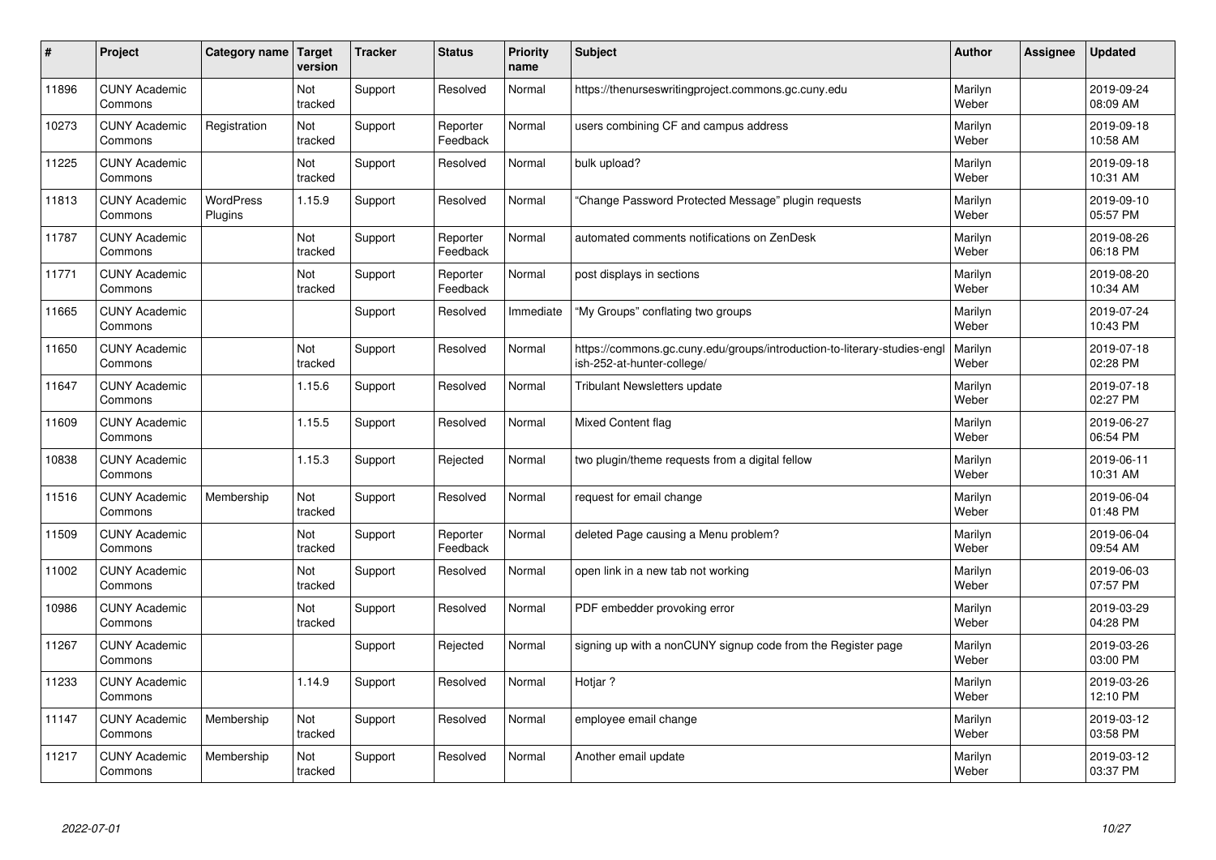| # | Project | Category name | Target version | Tracker | Status | Priority name | Subject | Author | Assignee | Updated |
|---|---|---|---|---|---|---|---|---|---|---|
| 11896 | CUNY Academic Commons | | Not tracked | Support | Resolved | Normal | https://thenurseswritingproject.commons.gc.cuny.edu | Marilyn Weber | | 2019-09-24 08:09 AM |
| 10273 | CUNY Academic Commons | Registration | Not tracked | Support | Reporter Feedback | Normal | users combining CF and campus address | Marilyn Weber | | 2019-09-18 10:58 AM |
| 11225 | CUNY Academic Commons | | Not tracked | Support | Resolved | Normal | bulk upload? | Marilyn Weber | | 2019-09-18 10:31 AM |
| 11813 | CUNY Academic Commons | WordPress Plugins | 1.15.9 | Support | Resolved | Normal | "Change Password Protected Message" plugin requests | Marilyn Weber | | 2019-09-10 05:57 PM |
| 11787 | CUNY Academic Commons | | Not tracked | Support | Reporter Feedback | Normal | automated comments notifications on ZenDesk | Marilyn Weber | | 2019-08-26 06:18 PM |
| 11771 | CUNY Academic Commons | | Not tracked | Support | Reporter Feedback | Normal | post displays in sections | Marilyn Weber | | 2019-08-20 10:34 AM |
| 11665 | CUNY Academic Commons | | | Support | Resolved | Immediate | "My Groups" conflating two groups | Marilyn Weber | | 2019-07-24 10:43 PM |
| 11650 | CUNY Academic Commons | | Not tracked | Support | Resolved | Normal | https://commons.gc.cuny.edu/groups/introduction-to-literary-studies-english-252-at-hunter-college/ | Marilyn Weber | | 2019-07-18 02:28 PM |
| 11647 | CUNY Academic Commons | | 1.15.6 | Support | Resolved | Normal | Tribulant Newsletters update | Marilyn Weber | | 2019-07-18 02:27 PM |
| 11609 | CUNY Academic Commons | | 1.15.5 | Support | Resolved | Normal | Mixed Content flag | Marilyn Weber | | 2019-06-27 06:54 PM |
| 10838 | CUNY Academic Commons | | 1.15.3 | Support | Rejected | Normal | two plugin/theme requests from a digital fellow | Marilyn Weber | | 2019-06-11 10:31 AM |
| 11516 | CUNY Academic Commons | Membership | Not tracked | Support | Resolved | Normal | request for email change | Marilyn Weber | | 2019-06-04 01:48 PM |
| 11509 | CUNY Academic Commons | | Not tracked | Support | Reporter Feedback | Normal | deleted Page causing a Menu problem? | Marilyn Weber | | 2019-06-04 09:54 AM |
| 11002 | CUNY Academic Commons | | Not tracked | Support | Resolved | Normal | open link in a new tab not working | Marilyn Weber | | 2019-06-03 07:57 PM |
| 10986 | CUNY Academic Commons | | Not tracked | Support | Resolved | Normal | PDF embedder provoking error | Marilyn Weber | | 2019-03-29 04:28 PM |
| 11267 | CUNY Academic Commons | | | Support | Rejected | Normal | signing up with a nonCUNY signup code from the Register page | Marilyn Weber | | 2019-03-26 03:00 PM |
| 11233 | CUNY Academic Commons | | 1.14.9 | Support | Resolved | Normal | Hotjar ? | Marilyn Weber | | 2019-03-26 12:10 PM |
| 11147 | CUNY Academic Commons | Membership | Not tracked | Support | Resolved | Normal | employee email change | Marilyn Weber | | 2019-03-12 03:58 PM |
| 11217 | CUNY Academic Commons | Membership | Not tracked | Support | Resolved | Normal | Another email update | Marilyn Weber | | 2019-03-12 03:37 PM |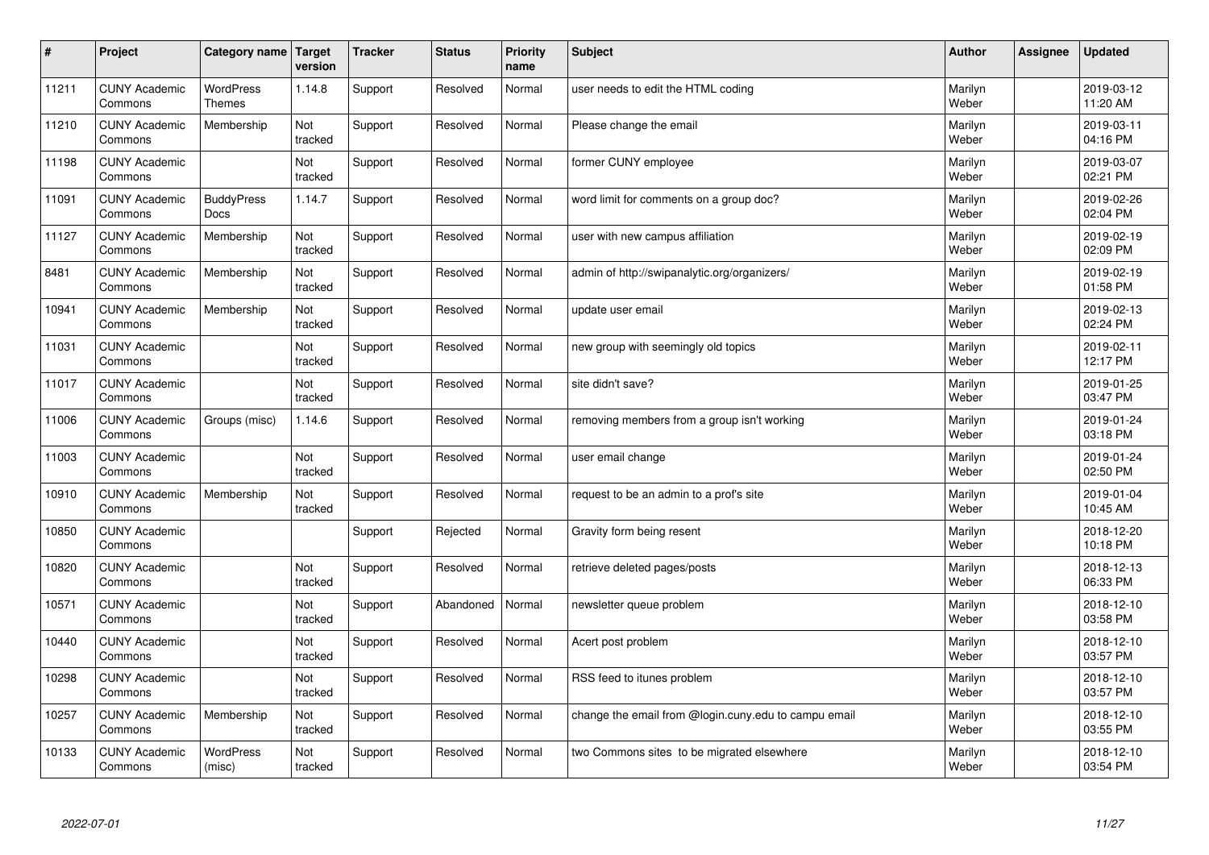| # | Project | Category name | Target version | Tracker | Status | Priority name | Subject | Author | Assignee | Updated |
|---|---|---|---|---|---|---|---|---|---|---|
| 11211 | CUNY Academic Commons | WordPress Themes | 1.14.8 | Support | Resolved | Normal | user needs to edit the HTML coding | Marilyn Weber | | 2019-03-12 11:20 AM |
| 11210 | CUNY Academic Commons | Membership | Not tracked | Support | Resolved | Normal | Please change the email | Marilyn Weber | | 2019-03-11 04:16 PM |
| 11198 | CUNY Academic Commons | | Not tracked | Support | Resolved | Normal | former CUNY employee | Marilyn Weber | | 2019-03-07 02:21 PM |
| 11091 | CUNY Academic Commons | BuddyPress Docs | 1.14.7 | Support | Resolved | Normal | word limit for comments on a group doc? | Marilyn Weber | | 2019-02-26 02:04 PM |
| 11127 | CUNY Academic Commons | Membership | Not tracked | Support | Resolved | Normal | user with new campus affiliation | Marilyn Weber | | 2019-02-19 02:09 PM |
| 8481 | CUNY Academic Commons | Membership | Not tracked | Support | Resolved | Normal | admin of http://swipanalytic.org/organizers/ | Marilyn Weber | | 2019-02-19 01:58 PM |
| 10941 | CUNY Academic Commons | Membership | Not tracked | Support | Resolved | Normal | update user email | Marilyn Weber | | 2019-02-13 02:24 PM |
| 11031 | CUNY Academic Commons | | Not tracked | Support | Resolved | Normal | new group with seemingly old topics | Marilyn Weber | | 2019-02-11 12:17 PM |
| 11017 | CUNY Academic Commons | | Not tracked | Support | Resolved | Normal | site didn't save? | Marilyn Weber | | 2019-01-25 03:47 PM |
| 11006 | CUNY Academic Commons | Groups (misc) | 1.14.6 | Support | Resolved | Normal | removing members from a group isn't working | Marilyn Weber | | 2019-01-24 03:18 PM |
| 11003 | CUNY Academic Commons | | Not tracked | Support | Resolved | Normal | user email change | Marilyn Weber | | 2019-01-24 02:50 PM |
| 10910 | CUNY Academic Commons | Membership | Not tracked | Support | Resolved | Normal | request to be an admin to a prof's site | Marilyn Weber | | 2019-01-04 10:45 AM |
| 10850 | CUNY Academic Commons | | | Support | Rejected | Normal | Gravity form being resent | Marilyn Weber | | 2018-12-20 10:18 PM |
| 10820 | CUNY Academic Commons | | Not tracked | Support | Resolved | Normal | retrieve deleted pages/posts | Marilyn Weber | | 2018-12-13 06:33 PM |
| 10571 | CUNY Academic Commons | | Not tracked | Support | Abandoned | Normal | newsletter queue problem | Marilyn Weber | | 2018-12-10 03:58 PM |
| 10440 | CUNY Academic Commons | | Not tracked | Support | Resolved | Normal | Acert post problem | Marilyn Weber | | 2018-12-10 03:57 PM |
| 10298 | CUNY Academic Commons | | Not tracked | Support | Resolved | Normal | RSS feed to itunes problem | Marilyn Weber | | 2018-12-10 03:57 PM |
| 10257 | CUNY Academic Commons | Membership | Not tracked | Support | Resolved | Normal | change the email from @login.cuny.edu to campu email | Marilyn Weber | | 2018-12-10 03:55 PM |
| 10133 | CUNY Academic Commons | WordPress (misc) | Not tracked | Support | Resolved | Normal | two Commons sites to be migrated elsewhere | Marilyn Weber | | 2018-12-10 03:54 PM |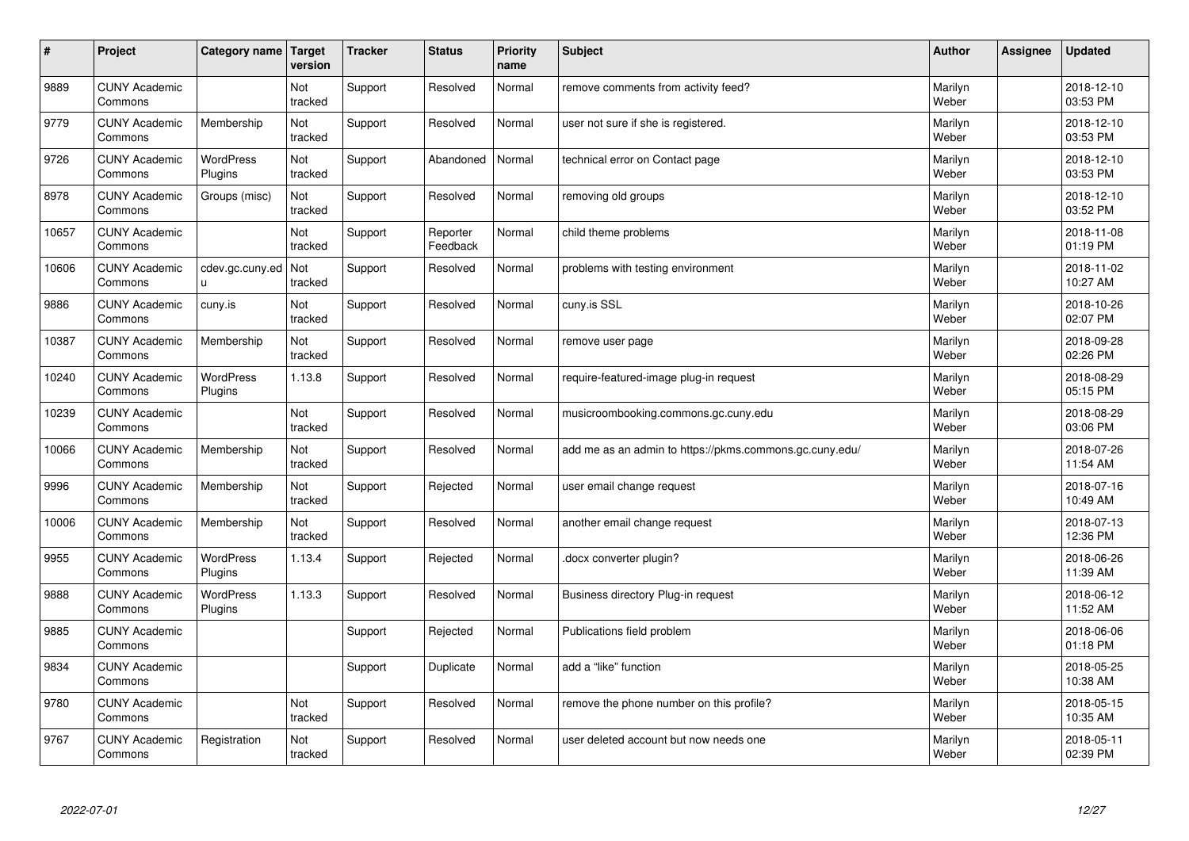| # | Project | Category name | Target version | Tracker | Status | Priority name | Subject | Author | Assignee | Updated |
|---|---|---|---|---|---|---|---|---|---|---|
| 9889 | CUNY Academic Commons | | Not tracked | Support | Resolved | Normal | remove comments from activity feed? | Marilyn Weber | | 2018-12-10 03:53 PM |
| 9779 | CUNY Academic Commons | Membership | Not tracked | Support | Resolved | Normal | user not sure if she is registered. | Marilyn Weber | | 2018-12-10 03:53 PM |
| 9726 | CUNY Academic Commons | WordPress Plugins | Not tracked | Support | Abandoned | Normal | technical error on Contact page | Marilyn Weber | | 2018-12-10 03:53 PM |
| 8978 | CUNY Academic Commons | Groups (misc) | Not tracked | Support | Resolved | Normal | removing old groups | Marilyn Weber | | 2018-12-10 03:52 PM |
| 10657 | CUNY Academic Commons | | Not tracked | Support | Reporter Feedback | Normal | child theme problems | Marilyn Weber | | 2018-11-08 01:19 PM |
| 10606 | CUNY Academic Commons | cdev.gc.cuny.edu | Not tracked | Support | Resolved | Normal | problems with testing environment | Marilyn Weber | | 2018-11-02 10:27 AM |
| 9886 | CUNY Academic Commons | cuny.is | Not tracked | Support | Resolved | Normal | cuny.is SSL | Marilyn Weber | | 2018-10-26 02:07 PM |
| 10387 | CUNY Academic Commons | Membership | Not tracked | Support | Resolved | Normal | remove user page | Marilyn Weber | | 2018-09-28 02:26 PM |
| 10240 | CUNY Academic Commons | WordPress Plugins | 1.13.8 | Support | Resolved | Normal | require-featured-image plug-in request | Marilyn Weber | | 2018-08-29 05:15 PM |
| 10239 | CUNY Academic Commons | | Not tracked | Support | Resolved | Normal | musicroombooking.commons.gc.cuny.edu | Marilyn Weber | | 2018-08-29 03:06 PM |
| 10066 | CUNY Academic Commons | Membership | Not tracked | Support | Resolved | Normal | add me as an admin to https://pkms.commons.gc.cuny.edu/ | Marilyn Weber | | 2018-07-26 11:54 AM |
| 9996 | CUNY Academic Commons | Membership | Not tracked | Support | Rejected | Normal | user email change request | Marilyn Weber | | 2018-07-16 10:49 AM |
| 10006 | CUNY Academic Commons | Membership | Not tracked | Support | Resolved | Normal | another email change request | Marilyn Weber | | 2018-07-13 12:36 PM |
| 9955 | CUNY Academic Commons | WordPress Plugins | 1.13.4 | Support | Rejected | Normal | .docx converter plugin? | Marilyn Weber | | 2018-06-26 11:39 AM |
| 9888 | CUNY Academic Commons | WordPress Plugins | 1.13.3 | Support | Resolved | Normal | Business directory Plug-in request | Marilyn Weber | | 2018-06-12 11:52 AM |
| 9885 | CUNY Academic Commons | | | Support | Rejected | Normal | Publications field problem | Marilyn Weber | | 2018-06-06 01:18 PM |
| 9834 | CUNY Academic Commons | | | Support | Duplicate | Normal | add a "like" function | Marilyn Weber | | 2018-05-25 10:38 AM |
| 9780 | CUNY Academic Commons | | Not tracked | Support | Resolved | Normal | remove the phone number on this profile? | Marilyn Weber | | 2018-05-15 10:35 AM |
| 9767 | CUNY Academic Commons | Registration | Not tracked | Support | Resolved | Normal | user deleted account but now needs one | Marilyn Weber | | 2018-05-11 02:39 PM |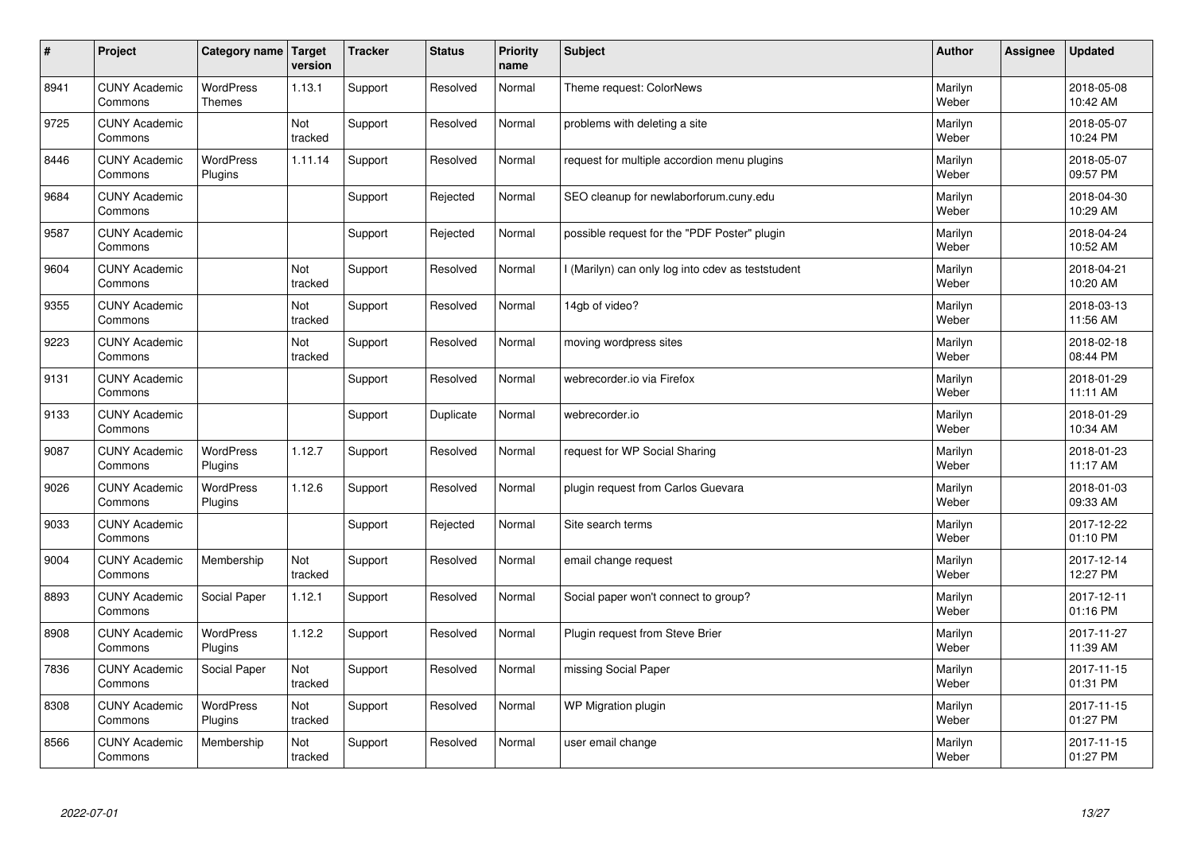| # | Project | Category name | Target version | Tracker | Status | Priority name | Subject | Author | Assignee | Updated |
|---|---|---|---|---|---|---|---|---|---|---|
| 8941 | CUNY Academic Commons | WordPress Themes | 1.13.1 | Support | Resolved | Normal | Theme request: ColorNews | Marilyn Weber | | 2018-05-08 10:42 AM |
| 9725 | CUNY Academic Commons | | Not tracked | Support | Resolved | Normal | problems with deleting a site | Marilyn Weber | | 2018-05-07 10:24 PM |
| 8446 | CUNY Academic Commons | WordPress Plugins | 1.11.14 | Support | Resolved | Normal | request for multiple accordion menu plugins | Marilyn Weber | | 2018-05-07 09:57 PM |
| 9684 | CUNY Academic Commons | | | Support | Rejected | Normal | SEO cleanup for newlaborforum.cuny.edu | Marilyn Weber | | 2018-04-30 10:29 AM |
| 9587 | CUNY Academic Commons | | | Support | Rejected | Normal | possible request for the "PDF Poster" plugin | Marilyn Weber | | 2018-04-24 10:52 AM |
| 9604 | CUNY Academic Commons | | Not tracked | Support | Resolved | Normal | I (Marilyn) can only log into cdev as teststudent | Marilyn Weber | | 2018-04-21 10:20 AM |
| 9355 | CUNY Academic Commons | | Not tracked | Support | Resolved | Normal | 14gb of video? | Marilyn Weber | | 2018-03-13 11:56 AM |
| 9223 | CUNY Academic Commons | | Not tracked | Support | Resolved | Normal | moving wordpress sites | Marilyn Weber | | 2018-02-18 08:44 PM |
| 9131 | CUNY Academic Commons | | | Support | Resolved | Normal | webrecorder.io via Firefox | Marilyn Weber | | 2018-01-29 11:11 AM |
| 9133 | CUNY Academic Commons | | | Support | Duplicate | Normal | webrecorder.io | Marilyn Weber | | 2018-01-29 10:34 AM |
| 9087 | CUNY Academic Commons | WordPress Plugins | 1.12.7 | Support | Resolved | Normal | request for WP Social Sharing | Marilyn Weber | | 2018-01-23 11:17 AM |
| 9026 | CUNY Academic Commons | WordPress Plugins | 1.12.6 | Support | Resolved | Normal | plugin request from Carlos Guevara | Marilyn Weber | | 2018-01-03 09:33 AM |
| 9033 | CUNY Academic Commons | | | Support | Rejected | Normal | Site search terms | Marilyn Weber | | 2017-12-22 01:10 PM |
| 9004 | CUNY Academic Commons | Membership | Not tracked | Support | Resolved | Normal | email change request | Marilyn Weber | | 2017-12-14 12:27 PM |
| 8893 | CUNY Academic Commons | Social Paper | 1.12.1 | Support | Resolved | Normal | Social paper won't connect to group? | Marilyn Weber | | 2017-12-11 01:16 PM |
| 8908 | CUNY Academic Commons | WordPress Plugins | 1.12.2 | Support | Resolved | Normal | Plugin request from Steve Brier | Marilyn Weber | | 2017-11-27 11:39 AM |
| 7836 | CUNY Academic Commons | Social Paper | Not tracked | Support | Resolved | Normal | missing Social Paper | Marilyn Weber | | 2017-11-15 01:31 PM |
| 8308 | CUNY Academic Commons | WordPress Plugins | Not tracked | Support | Resolved | Normal | WP Migration plugin | Marilyn Weber | | 2017-11-15 01:27 PM |
| 8566 | CUNY Academic Commons | Membership | Not tracked | Support | Resolved | Normal | user email change | Marilyn Weber | | 2017-11-15 01:27 PM |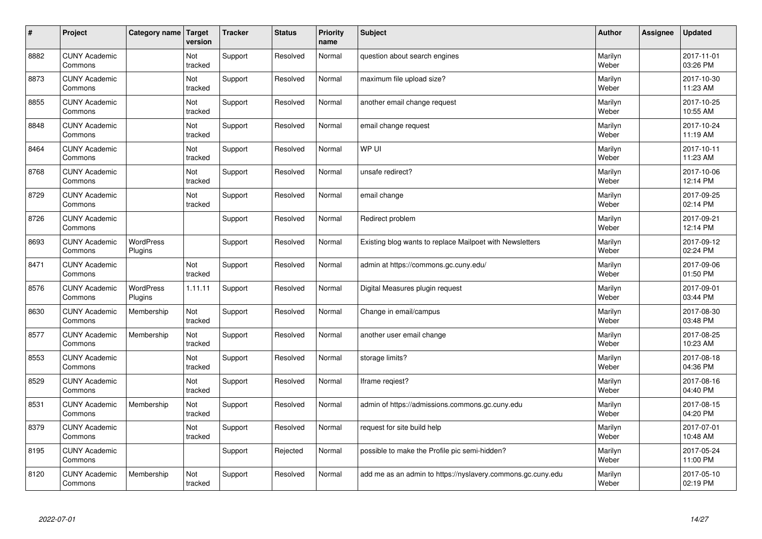| # | Project | Category name | Target version | Tracker | Status | Priority name | Subject | Author | Assignee | Updated |
|---|---|---|---|---|---|---|---|---|---|---|
| 8882 | CUNY Academic Commons | | Not tracked | Support | Resolved | Normal | question about search engines | Marilyn Weber | | 2017-11-01 03:26 PM |
| 8873 | CUNY Academic Commons | | Not tracked | Support | Resolved | Normal | maximum file upload size? | Marilyn Weber | | 2017-10-30 11:23 AM |
| 8855 | CUNY Academic Commons | | Not tracked | Support | Resolved | Normal | another email change request | Marilyn Weber | | 2017-10-25 10:55 AM |
| 8848 | CUNY Academic Commons | | Not tracked | Support | Resolved | Normal | email change request | Marilyn Weber | | 2017-10-24 11:19 AM |
| 8464 | CUNY Academic Commons | | Not tracked | Support | Resolved | Normal | WP UI | Marilyn Weber | | 2017-10-11 11:23 AM |
| 8768 | CUNY Academic Commons | | Not tracked | Support | Resolved | Normal | unsafe redirect? | Marilyn Weber | | 2017-10-06 12:14 PM |
| 8729 | CUNY Academic Commons | | Not tracked | Support | Resolved | Normal | email change | Marilyn Weber | | 2017-09-25 02:14 PM |
| 8726 | CUNY Academic Commons | | | Support | Resolved | Normal | Redirect problem | Marilyn Weber | | 2017-09-21 12:14 PM |
| 8693 | CUNY Academic Commons | WordPress Plugins | | Support | Resolved | Normal | Existing blog wants to replace Mailpoet with Newsletters | Marilyn Weber | | 2017-09-12 02:24 PM |
| 8471 | CUNY Academic Commons | | Not tracked | Support | Resolved | Normal | admin at https://commons.gc.cuny.edu/ | Marilyn Weber | | 2017-09-06 01:50 PM |
| 8576 | CUNY Academic Commons | WordPress Plugins | 1.11.11 | Support | Resolved | Normal | Digital Measures plugin request | Marilyn Weber | | 2017-09-01 03:44 PM |
| 8630 | CUNY Academic Commons | Membership | Not tracked | Support | Resolved | Normal | Change in email/campus | Marilyn Weber | | 2017-08-30 03:48 PM |
| 8577 | CUNY Academic Commons | Membership | Not tracked | Support | Resolved | Normal | another user email change | Marilyn Weber | | 2017-08-25 10:23 AM |
| 8553 | CUNY Academic Commons | | Not tracked | Support | Resolved | Normal | storage limits? | Marilyn Weber | | 2017-08-18 04:36 PM |
| 8529 | CUNY Academic Commons | | Not tracked | Support | Resolved | Normal | Iframe reqiest? | Marilyn Weber | | 2017-08-16 04:40 PM |
| 8531 | CUNY Academic Commons | Membership | Not tracked | Support | Resolved | Normal | admin of https://admissions.commons.gc.cuny.edu | Marilyn Weber | | 2017-08-15 04:20 PM |
| 8379 | CUNY Academic Commons | | Not tracked | Support | Resolved | Normal | request for site build help | Marilyn Weber | | 2017-07-01 10:48 AM |
| 8195 | CUNY Academic Commons | | | Support | Rejected | Normal | possible to make the Profile pic semi-hidden? | Marilyn Weber | | 2017-05-24 11:00 PM |
| 8120 | CUNY Academic Commons | Membership | Not tracked | Support | Resolved | Normal | add me as an admin to https://nyslavery.commons.gc.cuny.edu | Marilyn Weber | | 2017-05-10 02:19 PM |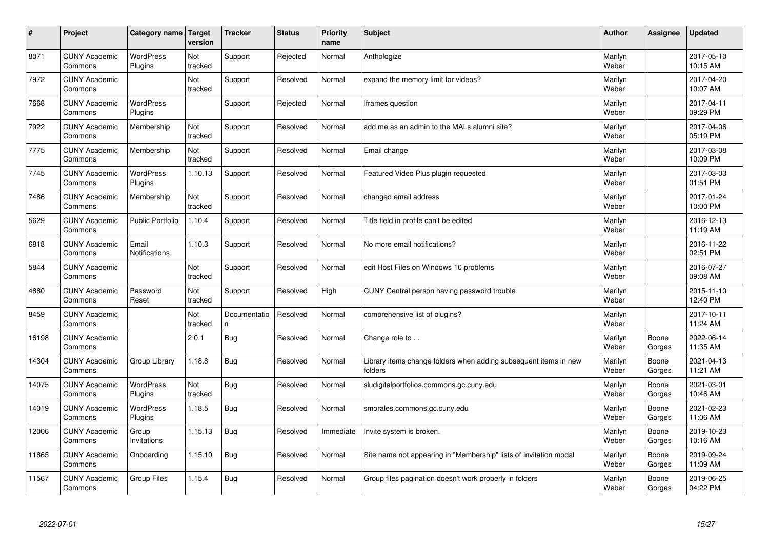| # | Project | Category name | Target version | Tracker | Status | Priority name | Subject | Author | Assignee | Updated |
|---|---|---|---|---|---|---|---|---|---|---|
| 8071 | CUNY Academic Commons | WordPress Plugins | Not tracked | Support | Rejected | Normal | Anthologize | Marilyn Weber | | 2017-05-10 10:15 AM |
| 7972 | CUNY Academic Commons | | Not tracked | Support | Resolved | Normal | expand the memory limit for videos? | Marilyn Weber | | 2017-04-20 10:07 AM |
| 7668 | CUNY Academic Commons | WordPress Plugins | | Support | Rejected | Normal | Iframes question | Marilyn Weber | | 2017-04-11 09:29 PM |
| 7922 | CUNY Academic Commons | Membership | Not tracked | Support | Resolved | Normal | add me as an admin to the MALs alumni site? | Marilyn Weber | | 2017-04-06 05:19 PM |
| 7775 | CUNY Academic Commons | Membership | Not tracked | Support | Resolved | Normal | Email change | Marilyn Weber | | 2017-03-08 10:09 PM |
| 7745 | CUNY Academic Commons | WordPress Plugins | 1.10.13 | Support | Resolved | Normal | Featured Video Plus plugin requested | Marilyn Weber | | 2017-03-03 01:51 PM |
| 7486 | CUNY Academic Commons | Membership | Not tracked | Support | Resolved | Normal | changed email address | Marilyn Weber | | 2017-01-24 10:00 PM |
| 5629 | CUNY Academic Commons | Public Portfolio | 1.10.4 | Support | Resolved | Normal | Title field in profile can't be edited | Marilyn Weber | | 2016-12-13 11:19 AM |
| 6818 | CUNY Academic Commons | Email Notifications | 1.10.3 | Support | Resolved | Normal | No more email notifications? | Marilyn Weber | | 2016-11-22 02:51 PM |
| 5844 | CUNY Academic Commons | | Not tracked | Support | Resolved | Normal | edit Host Files on Windows 10 problems | Marilyn Weber | | 2016-07-27 09:08 AM |
| 4880 | CUNY Academic Commons | Password Reset | Not tracked | Support | Resolved | High | CUNY Central person having password trouble | Marilyn Weber | | 2015-11-10 12:40 PM |
| 8459 | CUNY Academic Commons | | Not tracked | Documentation | Resolved | Normal | comprehensive list of plugins? | Marilyn Weber | | 2017-10-11 11:24 AM |
| 16198 | CUNY Academic Commons | | 2.0.1 | Bug | Resolved | Normal | Change role to . . | Marilyn Weber | Boone Gorges | 2022-06-14 11:35 AM |
| 14304 | CUNY Academic Commons | Group Library | 1.18.8 | Bug | Resolved | Normal | Library items change folders when adding subsequent items in new folders | Marilyn Weber | Boone Gorges | 2021-04-13 11:21 AM |
| 14075 | CUNY Academic Commons | WordPress Plugins | Not tracked | Bug | Resolved | Normal | sludigitalportfolios.commons.gc.cuny.edu | Marilyn Weber | Boone Gorges | 2021-03-01 10:46 AM |
| 14019 | CUNY Academic Commons | WordPress Plugins | 1.18.5 | Bug | Resolved | Normal | smorales.commons.gc.cuny.edu | Marilyn Weber | Boone Gorges | 2021-02-23 11:06 AM |
| 12006 | CUNY Academic Commons | Group Invitations | 1.15.13 | Bug | Resolved | Immediate | Invite system is broken. | Marilyn Weber | Boone Gorges | 2019-10-23 10:16 AM |
| 11865 | CUNY Academic Commons | Onboarding | 1.15.10 | Bug | Resolved | Normal | Site name not appearing in "Membership" lists of Invitation modal | Marilyn Weber | Boone Gorges | 2019-09-24 11:09 AM |
| 11567 | CUNY Academic Commons | Group Files | 1.15.4 | Bug | Resolved | Normal | Group files pagination doesn't work properly in folders | Marilyn Weber | Boone Gorges | 2019-06-25 04:22 PM |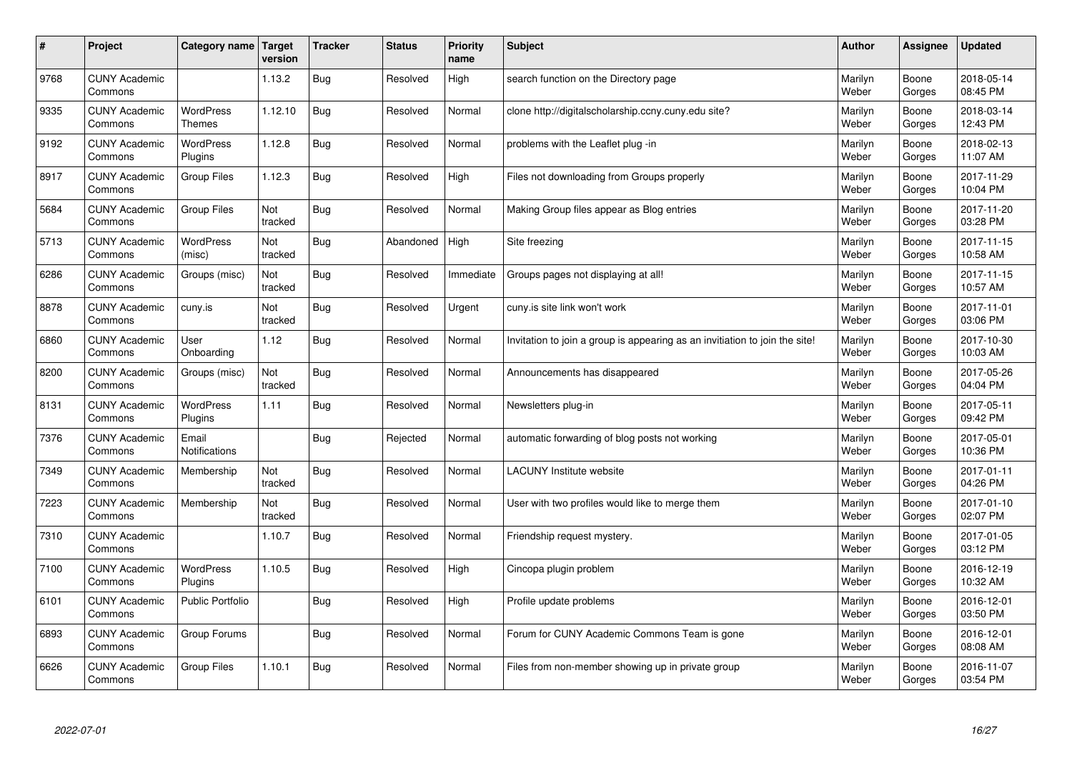| # | Project | Category name | Target version | Tracker | Status | Priority name | Subject | Author | Assignee | Updated |
|---|---|---|---|---|---|---|---|---|---|---|
| 9768 | CUNY Academic Commons | | 1.13.2 | Bug | Resolved | High | search function on the Directory page | Marilyn Weber | Boone Gorges | 2018-05-14 08:45 PM |
| 9335 | CUNY Academic Commons | WordPress Themes | 1.12.10 | Bug | Resolved | Normal | clone http://digitalscholarship.ccny.cuny.edu site? | Marilyn Weber | Boone Gorges | 2018-03-14 12:43 PM |
| 9192 | CUNY Academic Commons | WordPress Plugins | 1.12.8 | Bug | Resolved | Normal | problems with the Leaflet plug -in | Marilyn Weber | Boone Gorges | 2018-02-13 11:07 AM |
| 8917 | CUNY Academic Commons | Group Files | 1.12.3 | Bug | Resolved | High | Files not downloading from Groups properly | Marilyn Weber | Boone Gorges | 2017-11-29 10:04 PM |
| 5684 | CUNY Academic Commons | Group Files | Not tracked | Bug | Resolved | Normal | Making Group files appear as Blog entries | Marilyn Weber | Boone Gorges | 2017-11-20 03:28 PM |
| 5713 | CUNY Academic Commons | WordPress (misc) | Not tracked | Bug | Abandoned | High | Site freezing | Marilyn Weber | Boone Gorges | 2017-11-15 10:58 AM |
| 6286 | CUNY Academic Commons | Groups (misc) | Not tracked | Bug | Resolved | Immediate | Groups pages not displaying at all! | Marilyn Weber | Boone Gorges | 2017-11-15 10:57 AM |
| 8878 | CUNY Academic Commons | cuny.is | Not tracked | Bug | Resolved | Urgent | cuny.is site link won't work | Marilyn Weber | Boone Gorges | 2017-11-01 03:06 PM |
| 6860 | CUNY Academic Commons | User Onboarding | 1.12 | Bug | Resolved | Normal | Invitation to join a group is appearing as an invitiation to join the site! | Marilyn Weber | Boone Gorges | 2017-10-30 10:03 AM |
| 8200 | CUNY Academic Commons | Groups (misc) | Not tracked | Bug | Resolved | Normal | Announcements has disappeared | Marilyn Weber | Boone Gorges | 2017-05-26 04:04 PM |
| 8131 | CUNY Academic Commons | WordPress Plugins | 1.11 | Bug | Resolved | Normal | Newsletters plug-in | Marilyn Weber | Boone Gorges | 2017-05-11 09:42 PM |
| 7376 | CUNY Academic Commons | Email Notifications | | Bug | Rejected | Normal | automatic forwarding of blog posts not working | Marilyn Weber | Boone Gorges | 2017-05-01 10:36 PM |
| 7349 | CUNY Academic Commons | Membership | Not tracked | Bug | Resolved | Normal | LACUNY Institute website | Marilyn Weber | Boone Gorges | 2017-01-11 04:26 PM |
| 7223 | CUNY Academic Commons | Membership | Not tracked | Bug | Resolved | Normal | User with two profiles would like to merge them | Marilyn Weber | Boone Gorges | 2017-01-10 02:07 PM |
| 7310 | CUNY Academic Commons | | 1.10.7 | Bug | Resolved | Normal | Friendship request mystery. | Marilyn Weber | Boone Gorges | 2017-01-05 03:12 PM |
| 7100 | CUNY Academic Commons | WordPress Plugins | 1.10.5 | Bug | Resolved | High | Cincopa plugin problem | Marilyn Weber | Boone Gorges | 2016-12-19 10:32 AM |
| 6101 | CUNY Academic Commons | Public Portfolio | | Bug | Resolved | High | Profile update problems | Marilyn Weber | Boone Gorges | 2016-12-01 03:50 PM |
| 6893 | CUNY Academic Commons | Group Forums | | Bug | Resolved | Normal | Forum for CUNY Academic Commons Team is gone | Marilyn Weber | Boone Gorges | 2016-12-01 08:08 AM |
| 6626 | CUNY Academic Commons | Group Files | 1.10.1 | Bug | Resolved | Normal | Files from non-member showing up in private group | Marilyn Weber | Boone Gorges | 2016-11-07 03:54 PM |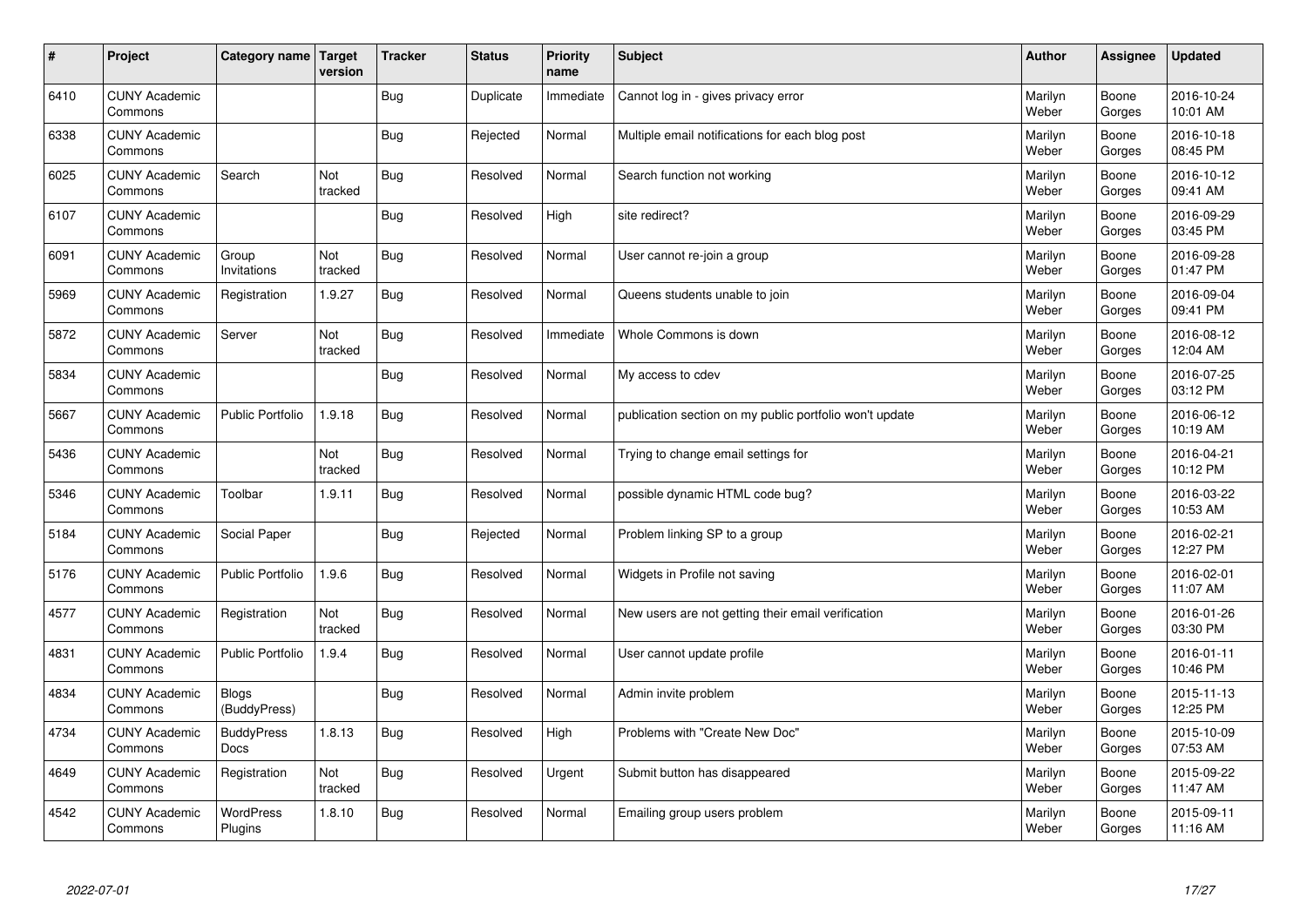| # | Project | Category name | Target version | Tracker | Status | Priority name | Subject | Author | Assignee | Updated |
|---|---|---|---|---|---|---|---|---|---|---|
| 6410 | CUNY Academic Commons | | | Bug | Duplicate | Immediate | Cannot log in - gives privacy error | Marilyn Weber | Boone Gorges | 2016-10-24 10:01 AM |
| 6338 | CUNY Academic Commons | | | Bug | Rejected | Normal | Multiple email notifications for each blog post | Marilyn Weber | Boone Gorges | 2016-10-18 08:45 PM |
| 6025 | CUNY Academic Commons | Search | Not tracked | Bug | Resolved | Normal | Search function not working | Marilyn Weber | Boone Gorges | 2016-10-12 09:41 AM |
| 6107 | CUNY Academic Commons | | | Bug | Resolved | High | site redirect? | Marilyn Weber | Boone Gorges | 2016-09-29 03:45 PM |
| 6091 | CUNY Academic Commons | Group Invitations | Not tracked | Bug | Resolved | Normal | User cannot re-join a group | Marilyn Weber | Boone Gorges | 2016-09-28 01:47 PM |
| 5969 | CUNY Academic Commons | Registration | 1.9.27 | Bug | Resolved | Normal | Queens students unable to join | Marilyn Weber | Boone Gorges | 2016-09-04 09:41 PM |
| 5872 | CUNY Academic Commons | Server | Not tracked | Bug | Resolved | Immediate | Whole Commons is down | Marilyn Weber | Boone Gorges | 2016-08-12 12:04 AM |
| 5834 | CUNY Academic Commons | | | Bug | Resolved | Normal | My access to cdev | Marilyn Weber | Boone Gorges | 2016-07-25 03:12 PM |
| 5667 | CUNY Academic Commons | Public Portfolio | 1.9.18 | Bug | Resolved | Normal | publication section on my public portfolio won't update | Marilyn Weber | Boone Gorges | 2016-06-12 10:19 AM |
| 5436 | CUNY Academic Commons | | Not tracked | Bug | Resolved | Normal | Trying to change email settings for | Marilyn Weber | Boone Gorges | 2016-04-21 10:12 PM |
| 5346 | CUNY Academic Commons | Toolbar | 1.9.11 | Bug | Resolved | Normal | possible dynamic HTML code bug? | Marilyn Weber | Boone Gorges | 2016-03-22 10:53 AM |
| 5184 | CUNY Academic Commons | Social Paper | | Bug | Rejected | Normal | Problem linking SP to a group | Marilyn Weber | Boone Gorges | 2016-02-21 12:27 PM |
| 5176 | CUNY Academic Commons | Public Portfolio | 1.9.6 | Bug | Resolved | Normal | Widgets in Profile not saving | Marilyn Weber | Boone Gorges | 2016-02-01 11:07 AM |
| 4577 | CUNY Academic Commons | Registration | Not tracked | Bug | Resolved | Normal | New users are not getting their email verification | Marilyn Weber | Boone Gorges | 2016-01-26 03:30 PM |
| 4831 | CUNY Academic Commons | Public Portfolio | 1.9.4 | Bug | Resolved | Normal | User cannot update profile | Marilyn Weber | Boone Gorges | 2016-01-11 10:46 PM |
| 4834 | CUNY Academic Commons | Blogs (BuddyPress) | | Bug | Resolved | Normal | Admin invite problem | Marilyn Weber | Boone Gorges | 2015-11-13 12:25 PM |
| 4734 | CUNY Academic Commons | BuddyPress Docs | 1.8.13 | Bug | Resolved | High | Problems with "Create New Doc" | Marilyn Weber | Boone Gorges | 2015-10-09 07:53 AM |
| 4649 | CUNY Academic Commons | Registration | Not tracked | Bug | Resolved | Urgent | Submit button has disappeared | Marilyn Weber | Boone Gorges | 2015-09-22 11:47 AM |
| 4542 | CUNY Academic Commons | WordPress Plugins | 1.8.10 | Bug | Resolved | Normal | Emailing group users problem | Marilyn Weber | Boone Gorges | 2015-09-11 11:16 AM |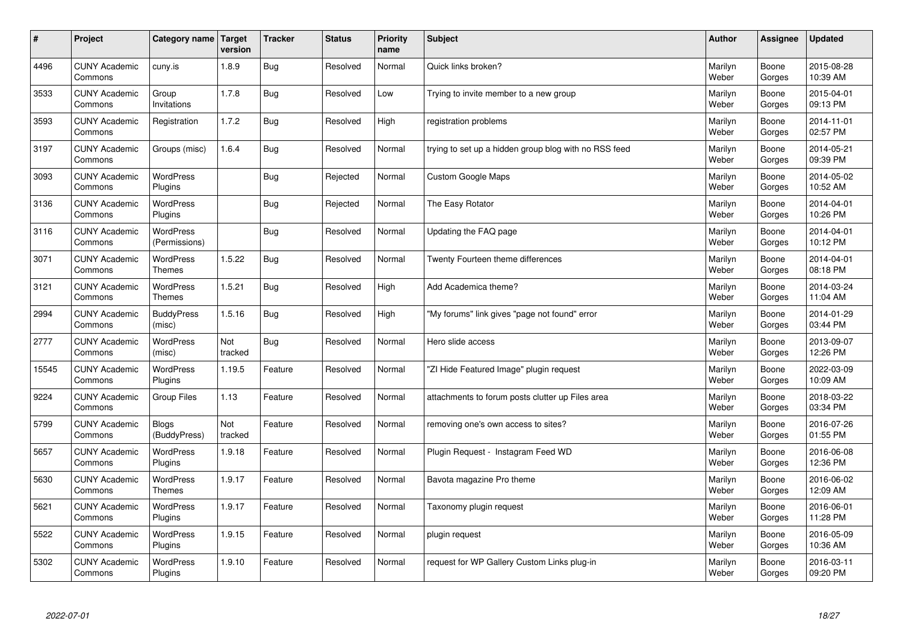| # | Project | Category name | Target version | Tracker | Status | Priority name | Subject | Author | Assignee | Updated |
|---|---|---|---|---|---|---|---|---|---|---|
| 4496 | CUNY Academic Commons | cuny.is | 1.8.9 | Bug | Resolved | Normal | Quick links broken? | Marilyn Weber | Boone Gorges | 2015-08-28 10:39 AM |
| 3533 | CUNY Academic Commons | Group Invitations | 1.7.8 | Bug | Resolved | Low | Trying to invite member to a new group | Marilyn Weber | Boone Gorges | 2015-04-01 09:13 PM |
| 3593 | CUNY Academic Commons | Registration | 1.7.2 | Bug | Resolved | High | registration problems | Marilyn Weber | Boone Gorges | 2014-11-01 02:57 PM |
| 3197 | CUNY Academic Commons | Groups (misc) | 1.6.4 | Bug | Resolved | Normal | trying to set up a hidden group blog with no RSS feed | Marilyn Weber | Boone Gorges | 2014-05-21 09:39 PM |
| 3093 | CUNY Academic Commons | WordPress Plugins | | Bug | Rejected | Normal | Custom Google Maps | Marilyn Weber | Boone Gorges | 2014-05-02 10:52 AM |
| 3136 | CUNY Academic Commons | WordPress Plugins | | Bug | Rejected | Normal | The Easy Rotator | Marilyn Weber | Boone Gorges | 2014-04-01 10:26 PM |
| 3116 | CUNY Academic Commons | WordPress (Permissions) | | Bug | Resolved | Normal | Updating the FAQ page | Marilyn Weber | Boone Gorges | 2014-04-01 10:12 PM |
| 3071 | CUNY Academic Commons | WordPress Themes | 1.5.22 | Bug | Resolved | Normal | Twenty Fourteen theme differences | Marilyn Weber | Boone Gorges | 2014-04-01 08:18 PM |
| 3121 | CUNY Academic Commons | WordPress Themes | 1.5.21 | Bug | Resolved | High | Add Academica theme? | Marilyn Weber | Boone Gorges | 2014-03-24 11:04 AM |
| 2994 | CUNY Academic Commons | BuddyPress (misc) | 1.5.16 | Bug | Resolved | High | "My forums" link gives "page not found" error | Marilyn Weber | Boone Gorges | 2014-01-29 03:44 PM |
| 2777 | CUNY Academic Commons | WordPress (misc) | Not tracked | Bug | Resolved | Normal | Hero slide access | Marilyn Weber | Boone Gorges | 2013-09-07 12:26 PM |
| 15545 | CUNY Academic Commons | WordPress Plugins | 1.19.5 | Feature | Resolved | Normal | "ZI Hide Featured Image" plugin request | Marilyn Weber | Boone Gorges | 2022-03-09 10:09 AM |
| 9224 | CUNY Academic Commons | Group Files | 1.13 | Feature | Resolved | Normal | attachments to forum posts clutter up Files area | Marilyn Weber | Boone Gorges | 2018-03-22 03:34 PM |
| 5799 | CUNY Academic Commons | Blogs (BuddyPress) | Not tracked | Feature | Resolved | Normal | removing one's own access to sites? | Marilyn Weber | Boone Gorges | 2016-07-26 01:55 PM |
| 5657 | CUNY Academic Commons | WordPress Plugins | 1.9.18 | Feature | Resolved | Normal | Plugin Request - Instagram Feed WD | Marilyn Weber | Boone Gorges | 2016-06-08 12:36 PM |
| 5630 | CUNY Academic Commons | WordPress Themes | 1.9.17 | Feature | Resolved | Normal | Bavota magazine Pro theme | Marilyn Weber | Boone Gorges | 2016-06-02 12:09 AM |
| 5621 | CUNY Academic Commons | WordPress Plugins | 1.9.17 | Feature | Resolved | Normal | Taxonomy plugin request | Marilyn Weber | Boone Gorges | 2016-06-01 11:28 PM |
| 5522 | CUNY Academic Commons | WordPress Plugins | 1.9.15 | Feature | Resolved | Normal | plugin request | Marilyn Weber | Boone Gorges | 2016-05-09 10:36 AM |
| 5302 | CUNY Academic Commons | WordPress Plugins | 1.9.10 | Feature | Resolved | Normal | request for WP Gallery Custom Links plug-in | Marilyn Weber | Boone Gorges | 2016-03-11 09:20 PM |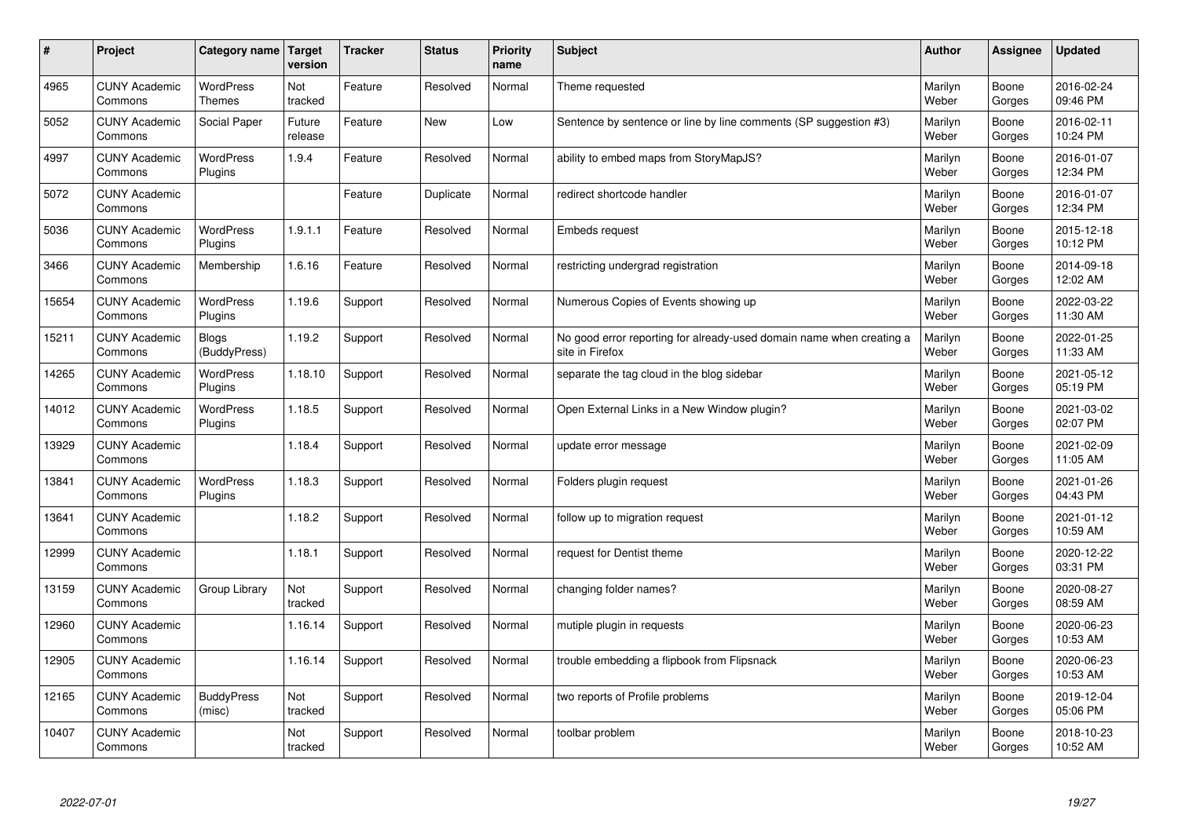| # | Project | Category name | Target version | Tracker | Status | Priority name | Subject | Author | Assignee | Updated |
|---|---|---|---|---|---|---|---|---|---|---|
| 4965 | CUNY Academic Commons | WordPress Themes | Not tracked | Feature | Resolved | Normal | Theme requested | Marilyn Weber | Boone Gorges | 2016-02-24 09:46 PM |
| 5052 | CUNY Academic Commons | Social Paper | Future release | Feature | New | Low | Sentence by sentence or line by line comments (SP suggestion #3) | Marilyn Weber | Boone Gorges | 2016-02-11 10:24 PM |
| 4997 | CUNY Academic Commons | WordPress Plugins | 1.9.4 | Feature | Resolved | Normal | ability to embed maps from StoryMapJS? | Marilyn Weber | Boone Gorges | 2016-01-07 12:34 PM |
| 5072 | CUNY Academic Commons | | | Feature | Duplicate | Normal | redirect shortcode handler | Marilyn Weber | Boone Gorges | 2016-01-07 12:34 PM |
| 5036 | CUNY Academic Commons | WordPress Plugins | 1.9.1.1 | Feature | Resolved | Normal | Embeds request | Marilyn Weber | Boone Gorges | 2015-12-18 10:12 PM |
| 3466 | CUNY Academic Commons | Membership | 1.6.16 | Feature | Resolved | Normal | restricting undergrad registration | Marilyn Weber | Boone Gorges | 2014-09-18 12:02 AM |
| 15654 | CUNY Academic Commons | WordPress Plugins | 1.19.6 | Support | Resolved | Normal | Numerous Copies of Events showing up | Marilyn Weber | Boone Gorges | 2022-03-22 11:30 AM |
| 15211 | CUNY Academic Commons | Blogs (BuddyPress) | 1.19.2 | Support | Resolved | Normal | No good error reporting for already-used domain name when creating a site in Firefox | Marilyn Weber | Boone Gorges | 2022-01-25 11:33 AM |
| 14265 | CUNY Academic Commons | WordPress Plugins | 1.18.10 | Support | Resolved | Normal | separate the tag cloud in the blog sidebar | Marilyn Weber | Boone Gorges | 2021-05-12 05:19 PM |
| 14012 | CUNY Academic Commons | WordPress Plugins | 1.18.5 | Support | Resolved | Normal | Open External Links in a New Window plugin? | Marilyn Weber | Boone Gorges | 2021-03-02 02:07 PM |
| 13929 | CUNY Academic Commons | | 1.18.4 | Support | Resolved | Normal | update error message | Marilyn Weber | Boone Gorges | 2021-02-09 11:05 AM |
| 13841 | CUNY Academic Commons | WordPress Plugins | 1.18.3 | Support | Resolved | Normal | Folders plugin request | Marilyn Weber | Boone Gorges | 2021-01-26 04:43 PM |
| 13641 | CUNY Academic Commons | | 1.18.2 | Support | Resolved | Normal | follow up to migration request | Marilyn Weber | Boone Gorges | 2021-01-12 10:59 AM |
| 12999 | CUNY Academic Commons | | 1.18.1 | Support | Resolved | Normal | request for Dentist theme | Marilyn Weber | Boone Gorges | 2020-12-22 03:31 PM |
| 13159 | CUNY Academic Commons | Group Library | Not tracked | Support | Resolved | Normal | changing folder names? | Marilyn Weber | Boone Gorges | 2020-08-27 08:59 AM |
| 12960 | CUNY Academic Commons | | 1.16.14 | Support | Resolved | Normal | mutiple plugin in requests | Marilyn Weber | Boone Gorges | 2020-06-23 10:53 AM |
| 12905 | CUNY Academic Commons | | 1.16.14 | Support | Resolved | Normal | trouble embedding a flipbook from Flipsnack | Marilyn Weber | Boone Gorges | 2020-06-23 10:53 AM |
| 12165 | CUNY Academic Commons | BuddyPress (misc) | Not tracked | Support | Resolved | Normal | two reports of Profile problems | Marilyn Weber | Boone Gorges | 2019-12-04 05:06 PM |
| 10407 | CUNY Academic Commons | | Not tracked | Support | Resolved | Normal | toolbar problem | Marilyn Weber | Boone Gorges | 2018-10-23 10:52 AM |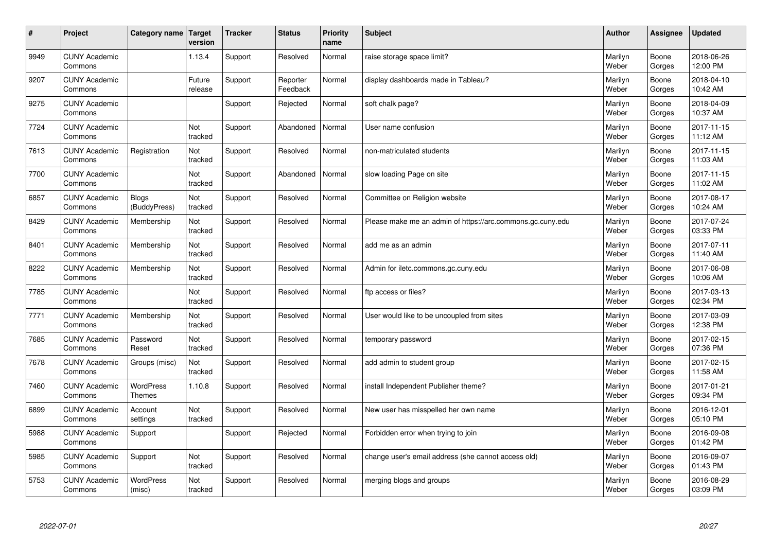| # | Project | Category name | Target version | Tracker | Status | Priority name | Subject | Author | Assignee | Updated |
|---|---|---|---|---|---|---|---|---|---|---|
| 9949 | CUNY Academic Commons | | 1.13.4 | Support | Resolved | Normal | raise storage space limit? | Marilyn Weber | Boone Gorges | 2018-06-26 12:00 PM |
| 9207 | CUNY Academic Commons | | Future release | Support | Reporter Feedback | Normal | display dashboards made in Tableau? | Marilyn Weber | Boone Gorges | 2018-04-10 10:42 AM |
| 9275 | CUNY Academic Commons | | | Support | Rejected | Normal | soft chalk page? | Marilyn Weber | Boone Gorges | 2018-04-09 10:37 AM |
| 7724 | CUNY Academic Commons | | Not tracked | Support | Abandoned | Normal | User name confusion | Marilyn Weber | Boone Gorges | 2017-11-15 11:12 AM |
| 7613 | CUNY Academic Commons | Registration | Not tracked | Support | Resolved | Normal | non-matriculated students | Marilyn Weber | Boone Gorges | 2017-11-15 11:03 AM |
| 7700 | CUNY Academic Commons | | Not tracked | Support | Abandoned | Normal | slow loading Page on site | Marilyn Weber | Boone Gorges | 2017-11-15 11:02 AM |
| 6857 | CUNY Academic Commons | Blogs (BuddyPress) | Not tracked | Support | Resolved | Normal | Committee on Religion website | Marilyn Weber | Boone Gorges | 2017-08-17 10:24 AM |
| 8429 | CUNY Academic Commons | Membership | Not tracked | Support | Resolved | Normal | Please make me an admin of https://arc.commons.gc.cuny.edu | Marilyn Weber | Boone Gorges | 2017-07-24 03:33 PM |
| 8401 | CUNY Academic Commons | Membership | Not tracked | Support | Resolved | Normal | add me as an admin | Marilyn Weber | Boone Gorges | 2017-07-11 11:40 AM |
| 8222 | CUNY Academic Commons | Membership | Not tracked | Support | Resolved | Normal | Admin for iletc.commons.gc.cuny.edu | Marilyn Weber | Boone Gorges | 2017-06-08 10:06 AM |
| 7785 | CUNY Academic Commons | | Not tracked | Support | Resolved | Normal | ftp access or files? | Marilyn Weber | Boone Gorges | 2017-03-13 02:34 PM |
| 7771 | CUNY Academic Commons | Membership | Not tracked | Support | Resolved | Normal | User would like to be uncoupled from sites | Marilyn Weber | Boone Gorges | 2017-03-09 12:38 PM |
| 7685 | CUNY Academic Commons | Password Reset | Not tracked | Support | Resolved | Normal | temporary password | Marilyn Weber | Boone Gorges | 2017-02-15 07:36 PM |
| 7678 | CUNY Academic Commons | Groups (misc) | Not tracked | Support | Resolved | Normal | add admin to student group | Marilyn Weber | Boone Gorges | 2017-02-15 11:58 AM |
| 7460 | CUNY Academic Commons | WordPress Themes | 1.10.8 | Support | Resolved | Normal | install Independent Publisher theme? | Marilyn Weber | Boone Gorges | 2017-01-21 09:34 PM |
| 6899 | CUNY Academic Commons | Account settings | Not tracked | Support | Resolved | Normal | New user has misspelled her own name | Marilyn Weber | Boone Gorges | 2016-12-01 05:10 PM |
| 5988 | CUNY Academic Commons | Support | | Support | Rejected | Normal | Forbidden error when trying to join | Marilyn Weber | Boone Gorges | 2016-09-08 01:42 PM |
| 5985 | CUNY Academic Commons | Support | Not tracked | Support | Resolved | Normal | change user's email address (she cannot access old) | Marilyn Weber | Boone Gorges | 2016-09-07 01:43 PM |
| 5753 | CUNY Academic Commons | WordPress (misc) | Not tracked | Support | Resolved | Normal | merging blogs and groups | Marilyn Weber | Boone Gorges | 2016-08-29 03:09 PM |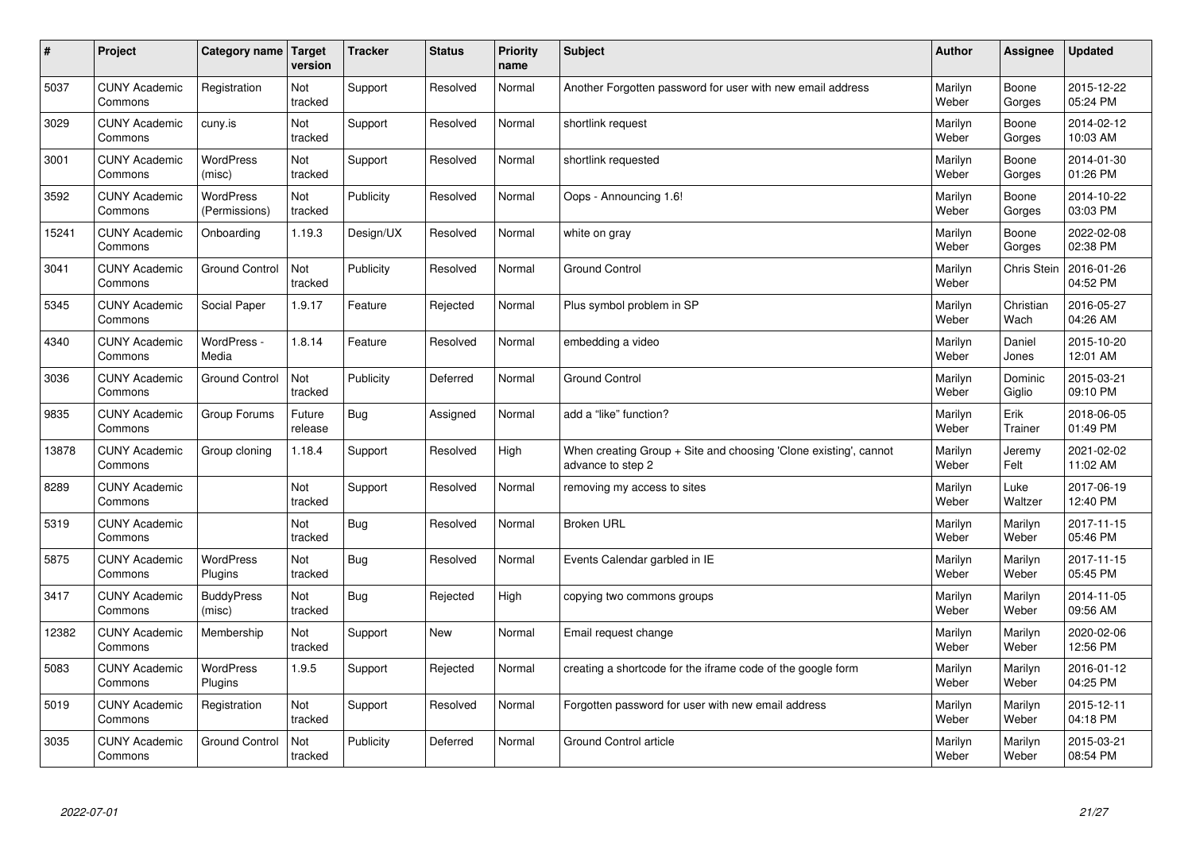| # | Project | Category name | Target version | Tracker | Status | Priority name | Subject | Author | Assignee | Updated |
| --- | --- | --- | --- | --- | --- | --- | --- | --- | --- | --- |
| 5037 | CUNY Academic Commons | Registration | Not tracked | Support | Resolved | Normal | Another Forgotten password for user with new email address | Marilyn Weber | Boone Gorges | 2015-12-22 05:24 PM |
| 3029 | CUNY Academic Commons | cuny.is | Not tracked | Support | Resolved | Normal | shortlink request | Marilyn Weber | Boone Gorges | 2014-02-12 10:03 AM |
| 3001 | CUNY Academic Commons | WordPress (misc) | Not tracked | Support | Resolved | Normal | shortlink requested | Marilyn Weber | Boone Gorges | 2014-01-30 01:26 PM |
| 3592 | CUNY Academic Commons | WordPress (Permissions) | Not tracked | Publicity | Resolved | Normal | Oops - Announcing 1.6! | Marilyn Weber | Boone Gorges | 2014-10-22 03:03 PM |
| 15241 | CUNY Academic Commons | Onboarding | 1.19.3 | Design/UX | Resolved | Normal | white on gray | Marilyn Weber | Boone Gorges | 2022-02-08 02:38 PM |
| 3041 | CUNY Academic Commons | Ground Control | Not tracked | Publicity | Resolved | Normal | Ground Control | Marilyn Weber | Chris Stein | 2016-01-26 04:52 PM |
| 5345 | CUNY Academic Commons | Social Paper | 1.9.17 | Feature | Rejected | Normal | Plus symbol problem in SP | Marilyn Weber | Christian Wach | 2016-05-27 04:26 AM |
| 4340 | CUNY Academic Commons | WordPress - Media | 1.8.14 | Feature | Resolved | Normal | embedding a video | Marilyn Weber | Daniel Jones | 2015-10-20 12:01 AM |
| 3036 | CUNY Academic Commons | Ground Control | Not tracked | Publicity | Deferred | Normal | Ground Control | Marilyn Weber | Dominic Giglio | 2015-03-21 09:10 PM |
| 9835 | CUNY Academic Commons | Group Forums | Future release | Bug | Assigned | Normal | add a "like" function? | Marilyn Weber | Erik Trainer | 2018-06-05 01:49 PM |
| 13878 | CUNY Academic Commons | Group cloning | 1.18.4 | Support | Resolved | High | When creating Group + Site and choosing 'Clone existing', cannot advance to step 2 | Marilyn Weber | Jeremy Felt | 2021-02-02 11:02 AM |
| 8289 | CUNY Academic Commons | | Not tracked | Support | Resolved | Normal | removing my access to sites | Marilyn Weber | Luke Waltzer | 2017-06-19 12:40 PM |
| 5319 | CUNY Academic Commons | | Not tracked | Bug | Resolved | Normal | Broken URL | Marilyn Weber | Marilyn Weber | 2017-11-15 05:46 PM |
| 5875 | CUNY Academic Commons | WordPress Plugins | Not tracked | Bug | Resolved | Normal | Events Calendar garbled in IE | Marilyn Weber | Marilyn Weber | 2017-11-15 05:45 PM |
| 3417 | CUNY Academic Commons | BuddyPress (misc) | Not tracked | Bug | Rejected | High | copying two commons groups | Marilyn Weber | Marilyn Weber | 2014-11-05 09:56 AM |
| 12382 | CUNY Academic Commons | Membership | Not tracked | Support | New | Normal | Email request change | Marilyn Weber | Marilyn Weber | 2020-02-06 12:56 PM |
| 5083 | CUNY Academic Commons | WordPress Plugins | 1.9.5 | Support | Rejected | Normal | creating a shortcode for the iframe code of the google form | Marilyn Weber | Marilyn Weber | 2016-01-12 04:25 PM |
| 5019 | CUNY Academic Commons | Registration | Not tracked | Support | Resolved | Normal | Forgotten password for user with new email address | Marilyn Weber | Marilyn Weber | 2015-12-11 04:18 PM |
| 3035 | CUNY Academic Commons | Ground Control | Not tracked | Publicity | Deferred | Normal | Ground Control article | Marilyn Weber | Marilyn Weber | 2015-03-21 08:54 PM |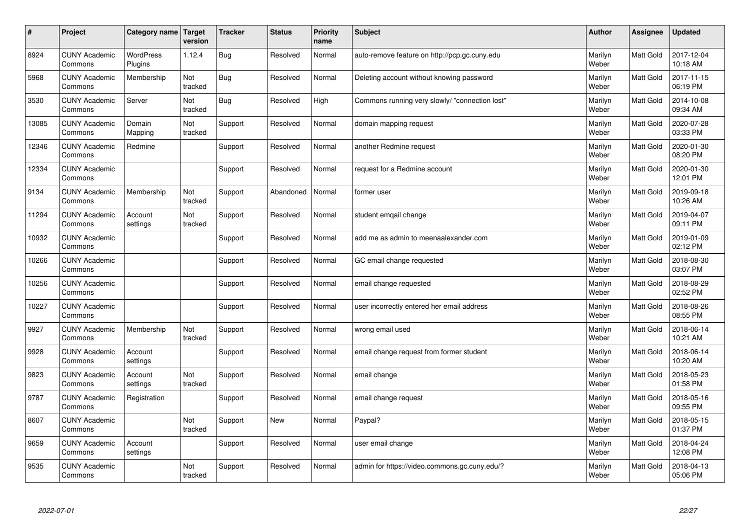| # | Project | Category name | Target version | Tracker | Status | Priority name | Subject | Author | Assignee | Updated |
|---|---|---|---|---|---|---|---|---|---|---|
| 8924 | CUNY Academic Commons | WordPress Plugins | 1.12.4 | Bug | Resolved | Normal | auto-remove feature on http://pcp.gc.cuny.edu | Marilyn Weber | Matt Gold | 2017-12-04 10:18 AM |
| 5968 | CUNY Academic Commons | Membership | Not tracked | Bug | Resolved | Normal | Deleting account without knowing password | Marilyn Weber | Matt Gold | 2017-11-15 06:19 PM |
| 3530 | CUNY Academic Commons | Server | Not tracked | Bug | Resolved | High | Commons running very slowly/ "connection lost" | Marilyn Weber | Matt Gold | 2014-10-08 09:34 AM |
| 13085 | CUNY Academic Commons | Domain Mapping | Not tracked | Support | Resolved | Normal | domain mapping request | Marilyn Weber | Matt Gold | 2020-07-28 03:33 PM |
| 12346 | CUNY Academic Commons | Redmine | | Support | Resolved | Normal | another Redmine request | Marilyn Weber | Matt Gold | 2020-01-30 08:20 PM |
| 12334 | CUNY Academic Commons | | | Support | Resolved | Normal | request for a Redmine account | Marilyn Weber | Matt Gold | 2020-01-30 12:01 PM |
| 9134 | CUNY Academic Commons | Membership | Not tracked | Support | Abandoned | Normal | former user | Marilyn Weber | Matt Gold | 2019-09-18 10:26 AM |
| 11294 | CUNY Academic Commons | Account settings | Not tracked | Support | Resolved | Normal | student emqail change | Marilyn Weber | Matt Gold | 2019-04-07 09:11 PM |
| 10932 | CUNY Academic Commons | | | Support | Resolved | Normal | add me as admin to meenaalexander.com | Marilyn Weber | Matt Gold | 2019-01-09 02:12 PM |
| 10266 | CUNY Academic Commons | | | Support | Resolved | Normal | GC email change requested | Marilyn Weber | Matt Gold | 2018-08-30 03:07 PM |
| 10256 | CUNY Academic Commons | | | Support | Resolved | Normal | email change requested | Marilyn Weber | Matt Gold | 2018-08-29 02:52 PM |
| 10227 | CUNY Academic Commons | | | Support | Resolved | Normal | user incorrectly entered her email address | Marilyn Weber | Matt Gold | 2018-08-26 08:55 PM |
| 9927 | CUNY Academic Commons | Membership | Not tracked | Support | Resolved | Normal | wrong email used | Marilyn Weber | Matt Gold | 2018-06-14 10:21 AM |
| 9928 | CUNY Academic Commons | Account settings | | Support | Resolved | Normal | email change request from former student | Marilyn Weber | Matt Gold | 2018-06-14 10:20 AM |
| 9823 | CUNY Academic Commons | Account settings | Not tracked | Support | Resolved | Normal | email change | Marilyn Weber | Matt Gold | 2018-05-23 01:58 PM |
| 9787 | CUNY Academic Commons | Registration | | Support | Resolved | Normal | email change request | Marilyn Weber | Matt Gold | 2018-05-16 09:55 PM |
| 8607 | CUNY Academic Commons | | Not tracked | Support | New | Normal | Paypal? | Marilyn Weber | Matt Gold | 2018-05-15 01:37 PM |
| 9659 | CUNY Academic Commons | Account settings | | Support | Resolved | Normal | user email change | Marilyn Weber | Matt Gold | 2018-04-24 12:08 PM |
| 9535 | CUNY Academic Commons | | Not tracked | Support | Resolved | Normal | admin for https://video.commons.gc.cuny.edu/? | Marilyn Weber | Matt Gold | 2018-04-13 05:06 PM |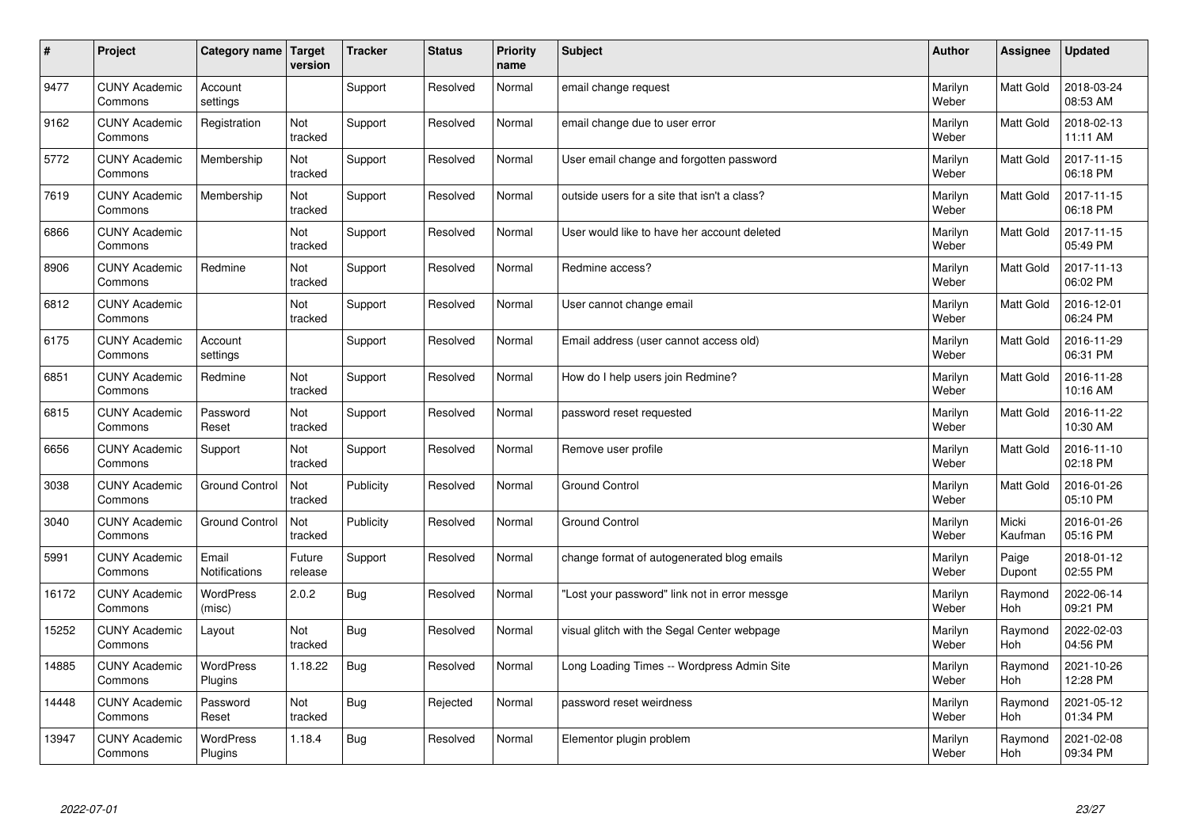| # | Project | Category name | Target version | Tracker | Status | Priority name | Subject | Author | Assignee | Updated |
|---|---|---|---|---|---|---|---|---|---|---|
| 9477 | CUNY Academic Commons | Account settings | | Support | Resolved | Normal | email change request | Marilyn Weber | Matt Gold | 2018-03-24 08:53 AM |
| 9162 | CUNY Academic Commons | Registration | Not tracked | Support | Resolved | Normal | email change due to user error | Marilyn Weber | Matt Gold | 2018-02-13 11:11 AM |
| 5772 | CUNY Academic Commons | Membership | Not tracked | Support | Resolved | Normal | User email change and forgotten password | Marilyn Weber | Matt Gold | 2017-11-15 06:18 PM |
| 7619 | CUNY Academic Commons | Membership | Not tracked | Support | Resolved | Normal | outside users for a site that isn't a class? | Marilyn Weber | Matt Gold | 2017-11-15 06:18 PM |
| 6866 | CUNY Academic Commons | | Not tracked | Support | Resolved | Normal | User would like to have her account deleted | Marilyn Weber | Matt Gold | 2017-11-15 05:49 PM |
| 8906 | CUNY Academic Commons | Redmine | Not tracked | Support | Resolved | Normal | Redmine access? | Marilyn Weber | Matt Gold | 2017-11-13 06:02 PM |
| 6812 | CUNY Academic Commons | | Not tracked | Support | Resolved | Normal | User cannot change email | Marilyn Weber | Matt Gold | 2016-12-01 06:24 PM |
| 6175 | CUNY Academic Commons | Account settings | | Support | Resolved | Normal | Email address (user cannot access old) | Marilyn Weber | Matt Gold | 2016-11-29 06:31 PM |
| 6851 | CUNY Academic Commons | Redmine | Not tracked | Support | Resolved | Normal | How do I help users join Redmine? | Marilyn Weber | Matt Gold | 2016-11-28 10:16 AM |
| 6815 | CUNY Academic Commons | Password Reset | Not tracked | Support | Resolved | Normal | password reset requested | Marilyn Weber | Matt Gold | 2016-11-22 10:30 AM |
| 6656 | CUNY Academic Commons | Support | Not tracked | Support | Resolved | Normal | Remove user profile | Marilyn Weber | Matt Gold | 2016-11-10 02:18 PM |
| 3038 | CUNY Academic Commons | Ground Control | Not tracked | Publicity | Resolved | Normal | Ground Control | Marilyn Weber | Matt Gold | 2016-01-26 05:10 PM |
| 3040 | CUNY Academic Commons | Ground Control | Not tracked | Publicity | Resolved | Normal | Ground Control | Marilyn Weber | Micki Kaufman | 2016-01-26 05:16 PM |
| 5991 | CUNY Academic Commons | Email Notifications | Future release | Support | Resolved | Normal | change format of autogenerated blog emails | Marilyn Weber | Paige Dupont | 2018-01-12 02:55 PM |
| 16172 | CUNY Academic Commons | WordPress (misc) | 2.0.2 | Bug | Resolved | Normal | "Lost your password" link not in error messge | Marilyn Weber | Raymond Hoh | 2022-06-14 09:21 PM |
| 15252 | CUNY Academic Commons | Layout | Not tracked | Bug | Resolved | Normal | visual glitch with the Segal Center webpage | Marilyn Weber | Raymond Hoh | 2022-02-03 04:56 PM |
| 14885 | CUNY Academic Commons | WordPress Plugins | 1.18.22 | Bug | Resolved | Normal | Long Loading Times -- Wordpress Admin Site | Marilyn Weber | Raymond Hoh | 2021-10-26 12:28 PM |
| 14448 | CUNY Academic Commons | Password Reset | Not tracked | Bug | Rejected | Normal | password reset weirdness | Marilyn Weber | Raymond Hoh | 2021-05-12 01:34 PM |
| 13947 | CUNY Academic Commons | WordPress Plugins | 1.18.4 | Bug | Resolved | Normal | Elementor plugin problem | Marilyn Weber | Raymond Hoh | 2021-02-08 09:34 PM |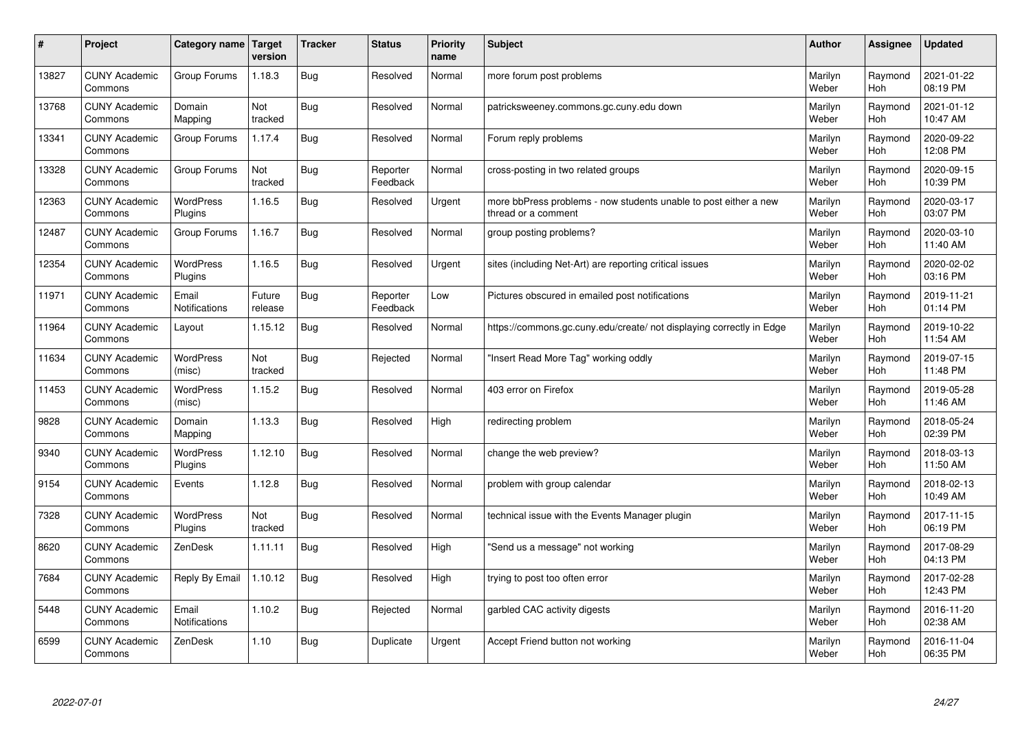| # | Project | Category name | Target version | Tracker | Status | Priority name | Subject | Author | Assignee | Updated |
|---|---|---|---|---|---|---|---|---|---|---|
| 13827 | CUNY Academic Commons | Group Forums | 1.18.3 | Bug | Resolved | Normal | more forum post problems | Marilyn Weber | Raymond Hoh | 2021-01-22 08:19 PM |
| 13768 | CUNY Academic Commons | Domain Mapping | Not tracked | Bug | Resolved | Normal | patricksweeney.commons.gc.cuny.edu down | Marilyn Weber | Raymond Hoh | 2021-01-12 10:47 AM |
| 13341 | CUNY Academic Commons | Group Forums | 1.17.4 | Bug | Resolved | Normal | Forum reply problems | Marilyn Weber | Raymond Hoh | 2020-09-22 12:08 PM |
| 13328 | CUNY Academic Commons | Group Forums | Not tracked | Bug | Reporter Feedback | Normal | cross-posting in two related groups | Marilyn Weber | Raymond Hoh | 2020-09-15 10:39 PM |
| 12363 | CUNY Academic Commons | WordPress Plugins | 1.16.5 | Bug | Resolved | Urgent | more bbPress problems - now students unable to post either a new thread or a comment | Marilyn Weber | Raymond Hoh | 2020-03-17 03:07 PM |
| 12487 | CUNY Academic Commons | Group Forums | 1.16.7 | Bug | Resolved | Normal | group posting problems? | Marilyn Weber | Raymond Hoh | 2020-03-10 11:40 AM |
| 12354 | CUNY Academic Commons | WordPress Plugins | 1.16.5 | Bug | Resolved | Urgent | sites (including Net-Art) are reporting critical issues | Marilyn Weber | Raymond Hoh | 2020-02-02 03:16 PM |
| 11971 | CUNY Academic Commons | Email Notifications | Future release | Bug | Reporter Feedback | Low | Pictures obscured in emailed post notifications | Marilyn Weber | Raymond Hoh | 2019-11-21 01:14 PM |
| 11964 | CUNY Academic Commons | Layout | 1.15.12 | Bug | Resolved | Normal | https://commons.gc.cuny.edu/create/ not displaying correctly in Edge | Marilyn Weber | Raymond Hoh | 2019-10-22 11:54 AM |
| 11634 | CUNY Academic Commons | WordPress (misc) | Not tracked | Bug | Rejected | Normal | "Insert Read More Tag" working oddly | Marilyn Weber | Raymond Hoh | 2019-07-15 11:48 PM |
| 11453 | CUNY Academic Commons | WordPress (misc) | 1.15.2 | Bug | Resolved | Normal | 403 error on Firefox | Marilyn Weber | Raymond Hoh | 2019-05-28 11:46 AM |
| 9828 | CUNY Academic Commons | Domain Mapping | 1.13.3 | Bug | Resolved | High | redirecting problem | Marilyn Weber | Raymond Hoh | 2018-05-24 02:39 PM |
| 9340 | CUNY Academic Commons | WordPress Plugins | 1.12.10 | Bug | Resolved | Normal | change the web preview? | Marilyn Weber | Raymond Hoh | 2018-03-13 11:50 AM |
| 9154 | CUNY Academic Commons | Events | 1.12.8 | Bug | Resolved | Normal | problem with group calendar | Marilyn Weber | Raymond Hoh | 2018-02-13 10:49 AM |
| 7328 | CUNY Academic Commons | WordPress Plugins | Not tracked | Bug | Resolved | Normal | technical issue with the Events Manager plugin | Marilyn Weber | Raymond Hoh | 2017-11-15 06:19 PM |
| 8620 | CUNY Academic Commons | ZenDesk | 1.11.11 | Bug | Resolved | High | "Send us a message" not working | Marilyn Weber | Raymond Hoh | 2017-08-29 04:13 PM |
| 7684 | CUNY Academic Commons | Reply By Email | 1.10.12 | Bug | Resolved | High | trying to post too often error | Marilyn Weber | Raymond Hoh | 2017-02-28 12:43 PM |
| 5448 | CUNY Academic Commons | Email Notifications | 1.10.2 | Bug | Rejected | Normal | garbled CAC activity digests | Marilyn Weber | Raymond Hoh | 2016-11-20 02:38 AM |
| 6599 | CUNY Academic Commons | ZenDesk | 1.10 | Bug | Duplicate | Urgent | Accept Friend button not working | Marilyn Weber | Raymond Hoh | 2016-11-04 06:35 PM |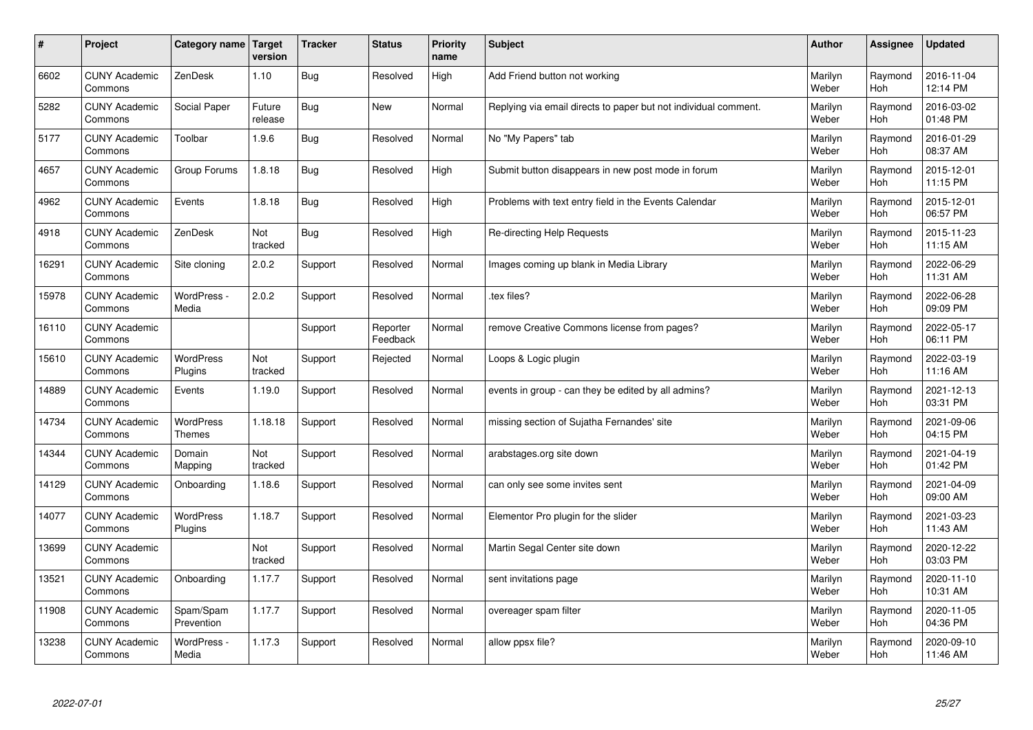| # | Project | Category name | Target version | Tracker | Status | Priority name | Subject | Author | Assignee | Updated |
|---|---|---|---|---|---|---|---|---|---|---|
| 6602 | CUNY Academic Commons | ZenDesk | 1.10 | Bug | Resolved | High | Add Friend button not working | Marilyn Weber | Raymond Hoh | 2016-11-04 12:14 PM |
| 5282 | CUNY Academic Commons | Social Paper | Future release | Bug | New | Normal | Replying via email directs to paper but not individual comment. | Marilyn Weber | Raymond Hoh | 2016-03-02 01:48 PM |
| 5177 | CUNY Academic Commons | Toolbar | 1.9.6 | Bug | Resolved | Normal | No "My Papers" tab | Marilyn Weber | Raymond Hoh | 2016-01-29 08:37 AM |
| 4657 | CUNY Academic Commons | Group Forums | 1.8.18 | Bug | Resolved | High | Submit button disappears in new post mode in forum | Marilyn Weber | Raymond Hoh | 2015-12-01 11:15 PM |
| 4962 | CUNY Academic Commons | Events | 1.8.18 | Bug | Resolved | High | Problems with text entry field in the Events Calendar | Marilyn Weber | Raymond Hoh | 2015-12-01 06:57 PM |
| 4918 | CUNY Academic Commons | ZenDesk | Not tracked | Bug | Resolved | High | Re-directing Help Requests | Marilyn Weber | Raymond Hoh | 2015-11-23 11:15 AM |
| 16291 | CUNY Academic Commons | Site cloning | 2.0.2 | Support | Resolved | Normal | Images coming up blank in Media Library | Marilyn Weber | Raymond Hoh | 2022-06-29 11:31 AM |
| 15978 | CUNY Academic Commons | WordPress - Media | 2.0.2 | Support | Resolved | Normal | .tex files? | Marilyn Weber | Raymond Hoh | 2022-06-28 09:09 PM |
| 16110 | CUNY Academic Commons | | | Support | Reporter Feedback | Normal | remove Creative Commons license from pages? | Marilyn Weber | Raymond Hoh | 2022-05-17 06:11 PM |
| 15610 | CUNY Academic Commons | WordPress Plugins | Not tracked | Support | Rejected | Normal | Loops & Logic plugin | Marilyn Weber | Raymond Hoh | 2022-03-19 11:16 AM |
| 14889 | CUNY Academic Commons | Events | 1.19.0 | Support | Resolved | Normal | events in group - can they be edited by all admins? | Marilyn Weber | Raymond Hoh | 2021-12-13 03:31 PM |
| 14734 | CUNY Academic Commons | WordPress Themes | 1.18.18 | Support | Resolved | Normal | missing section of Sujatha Fernandes' site | Marilyn Weber | Raymond Hoh | 2021-09-06 04:15 PM |
| 14344 | CUNY Academic Commons | Domain Mapping | Not tracked | Support | Resolved | Normal | arabstages.org site down | Marilyn Weber | Raymond Hoh | 2021-04-19 01:42 PM |
| 14129 | CUNY Academic Commons | Onboarding | 1.18.6 | Support | Resolved | Normal | can only see some invites sent | Marilyn Weber | Raymond Hoh | 2021-04-09 09:00 AM |
| 14077 | CUNY Academic Commons | WordPress Plugins | 1.18.7 | Support | Resolved | Normal | Elementor Pro plugin for the slider | Marilyn Weber | Raymond Hoh | 2021-03-23 11:43 AM |
| 13699 | CUNY Academic Commons | | Not tracked | Support | Resolved | Normal | Martin Segal Center site down | Marilyn Weber | Raymond Hoh | 2020-12-22 03:03 PM |
| 13521 | CUNY Academic Commons | Onboarding | 1.17.7 | Support | Resolved | Normal | sent invitations page | Marilyn Weber | Raymond Hoh | 2020-11-10 10:31 AM |
| 11908 | CUNY Academic Commons | Spam/Spam Prevention | 1.17.7 | Support | Resolved | Normal | overeager spam filter | Marilyn Weber | Raymond Hoh | 2020-11-05 04:36 PM |
| 13238 | CUNY Academic Commons | WordPress - Media | 1.17.3 | Support | Resolved | Normal | allow ppsx file? | Marilyn Weber | Raymond Hoh | 2020-09-10 11:46 AM |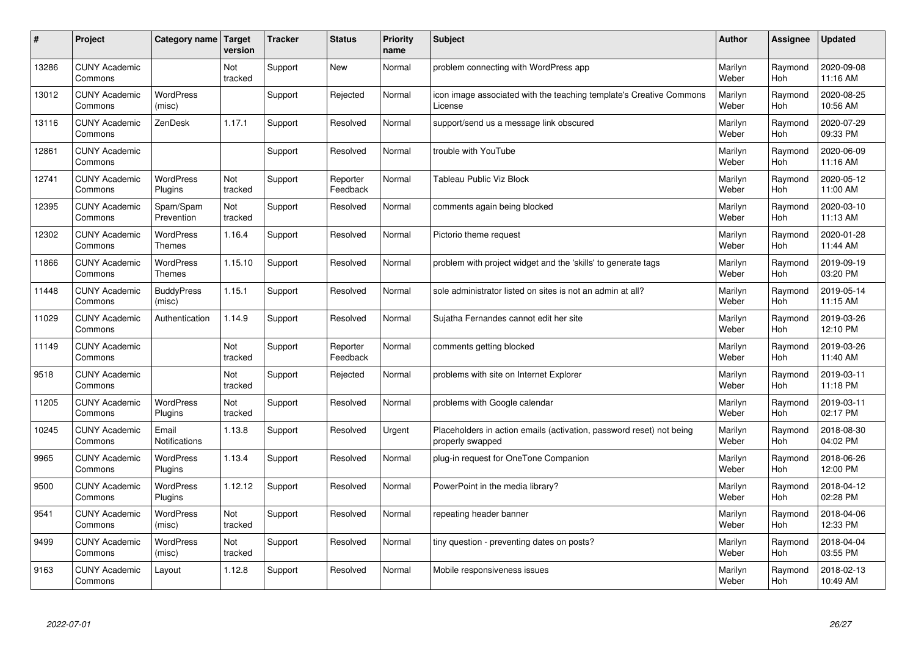| # | Project | Category name | Target version | Tracker | Status | Priority name | Subject | Author | Assignee | Updated |
|---|---|---|---|---|---|---|---|---|---|---|
| 13286 | CUNY Academic Commons | | Not tracked | Support | New | Normal | problem connecting with WordPress app | Marilyn Weber | Raymond Hoh | 2020-09-08 11:16 AM |
| 13012 | CUNY Academic Commons | WordPress (misc) | | Support | Rejected | Normal | icon image associated with the teaching template's Creative Commons License | Marilyn Weber | Raymond Hoh | 2020-08-25 10:56 AM |
| 13116 | CUNY Academic Commons | ZenDesk | 1.17.1 | Support | Resolved | Normal | support/send us a message link obscured | Marilyn Weber | Raymond Hoh | 2020-07-29 09:33 PM |
| 12861 | CUNY Academic Commons | | | Support | Resolved | Normal | trouble with YouTube | Marilyn Weber | Raymond Hoh | 2020-06-09 11:16 AM |
| 12741 | CUNY Academic Commons | WordPress Plugins | Not tracked | Support | Reporter Feedback | Normal | Tableau Public Viz Block | Marilyn Weber | Raymond Hoh | 2020-05-12 11:00 AM |
| 12395 | CUNY Academic Commons | Spam/Spam Prevention | Not tracked | Support | Resolved | Normal | comments again being blocked | Marilyn Weber | Raymond Hoh | 2020-03-10 11:13 AM |
| 12302 | CUNY Academic Commons | WordPress Themes | 1.16.4 | Support | Resolved | Normal | Pictorio theme request | Marilyn Weber | Raymond Hoh | 2020-01-28 11:44 AM |
| 11866 | CUNY Academic Commons | WordPress Themes | 1.15.10 | Support | Resolved | Normal | problem with project widget and the 'skills' to generate tags | Marilyn Weber | Raymond Hoh | 2019-09-19 03:20 PM |
| 11448 | CUNY Academic Commons | BuddyPress (misc) | 1.15.1 | Support | Resolved | Normal | sole administrator listed on sites is not an admin at all? | Marilyn Weber | Raymond Hoh | 2019-05-14 11:15 AM |
| 11029 | CUNY Academic Commons | Authentication | 1.14.9 | Support | Resolved | Normal | Sujatha Fernandes cannot edit her site | Marilyn Weber | Raymond Hoh | 2019-03-26 12:10 PM |
| 11149 | CUNY Academic Commons | | Not tracked | Support | Reporter Feedback | Normal | comments getting blocked | Marilyn Weber | Raymond Hoh | 2019-03-26 11:40 AM |
| 9518 | CUNY Academic Commons | | Not tracked | Support | Rejected | Normal | problems with site on Internet Explorer | Marilyn Weber | Raymond Hoh | 2019-03-11 11:18 PM |
| 11205 | CUNY Academic Commons | WordPress Plugins | Not tracked | Support | Resolved | Normal | problems with Google calendar | Marilyn Weber | Raymond Hoh | 2019-03-11 02:17 PM |
| 10245 | CUNY Academic Commons | Email Notifications | 1.13.8 | Support | Resolved | Urgent | Placeholders in action emails (activation, password reset) not being properly swapped | Marilyn Weber | Raymond Hoh | 2018-08-30 04:02 PM |
| 9965 | CUNY Academic Commons | WordPress Plugins | 1.13.4 | Support | Resolved | Normal | plug-in request for OneTone Companion | Marilyn Weber | Raymond Hoh | 2018-06-26 12:00 PM |
| 9500 | CUNY Academic Commons | WordPress Plugins | 1.12.12 | Support | Resolved | Normal | PowerPoint in the media library? | Marilyn Weber | Raymond Hoh | 2018-04-12 02:28 PM |
| 9541 | CUNY Academic Commons | WordPress (misc) | Not tracked | Support | Resolved | Normal | repeating header banner | Marilyn Weber | Raymond Hoh | 2018-04-06 12:33 PM |
| 9499 | CUNY Academic Commons | WordPress (misc) | Not tracked | Support | Resolved | Normal | tiny question - preventing dates on posts? | Marilyn Weber | Raymond Hoh | 2018-04-04 03:55 PM |
| 9163 | CUNY Academic Commons | Layout | 1.12.8 | Support | Resolved | Normal | Mobile responsiveness issues | Marilyn Weber | Raymond Hoh | 2018-02-13 10:49 AM |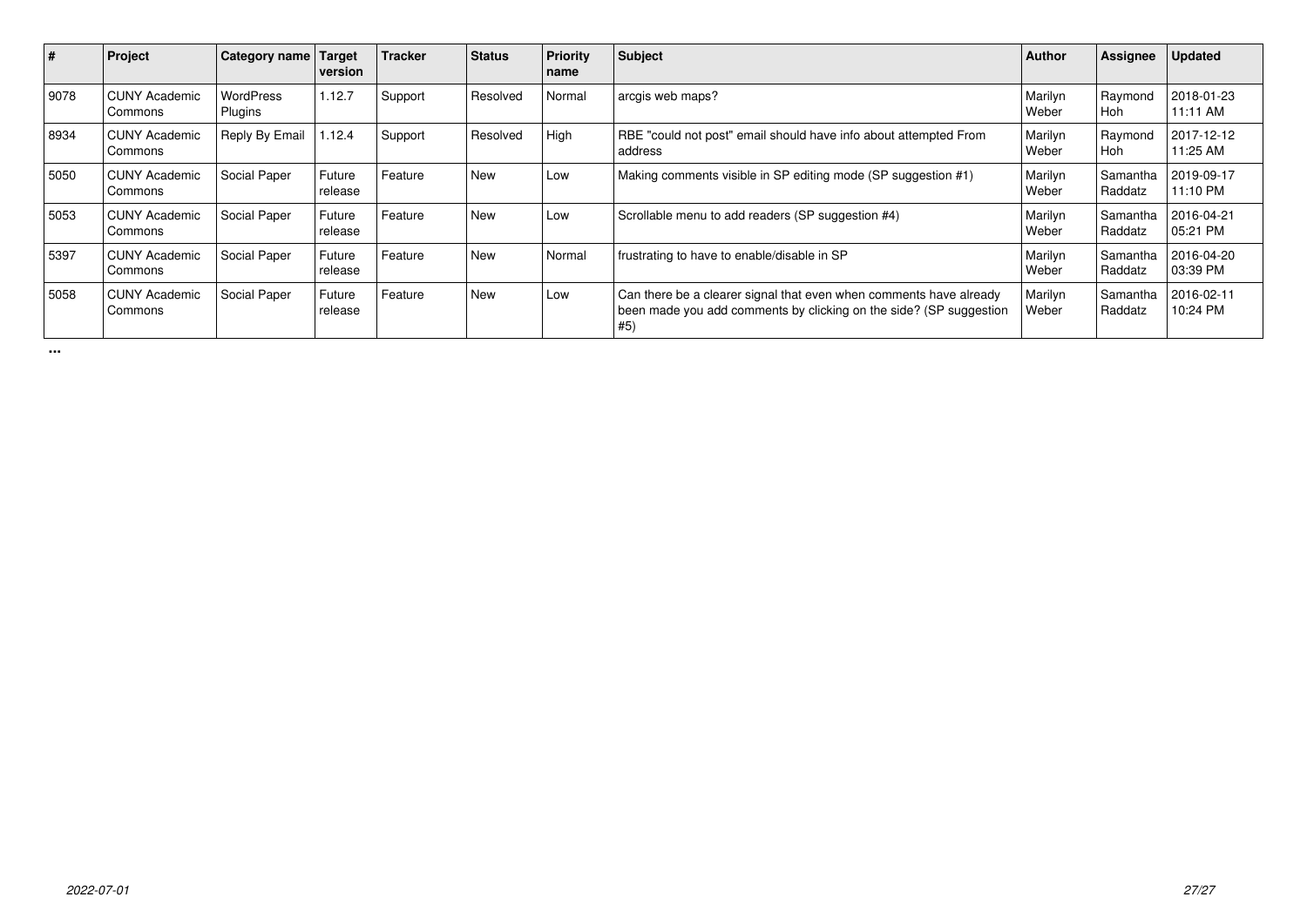| # | Project | Category name | Target version | Tracker | Status | Priority name | Subject | Author | Assignee | Updated |
|---|---|---|---|---|---|---|---|---|---|---|
| 9078 | CUNY Academic Commons | WordPress Plugins | 1.12.7 | Support | Resolved | Normal | arcgis web maps? | Marilyn Weber | Raymond Hoh | 2018-01-23 11:11 AM |
| 8934 | CUNY Academic Commons | Reply By Email | 1.12.4 | Support | Resolved | High | RBE "could not post" email should have info about attempted From address | Marilyn Weber | Raymond Hoh | 2017-12-12 11:25 AM |
| 5050 | CUNY Academic Commons | Social Paper | Future release | Feature | New | Low | Making comments visible in SP editing mode (SP suggestion #1) | Marilyn Weber | Samantha Raddatz | 2019-09-17 11:10 PM |
| 5053 | CUNY Academic Commons | Social Paper | Future release | Feature | New | Low | Scrollable menu to add readers (SP suggestion #4) | Marilyn Weber | Samantha Raddatz | 2016-04-21 05:21 PM |
| 5397 | CUNY Academic Commons | Social Paper | Future release | Feature | New | Normal | frustrating to have to enable/disable in SP | Marilyn Weber | Samantha Raddatz | 2016-04-20 03:39 PM |
| 5058 | CUNY Academic Commons | Social Paper | Future release | Feature | New | Low | Can there be a clearer signal that even when comments have already been made you add comments by clicking on the side? (SP suggestion #5) | Marilyn Weber | Samantha Raddatz | 2016-02-11 10:24 PM |

...